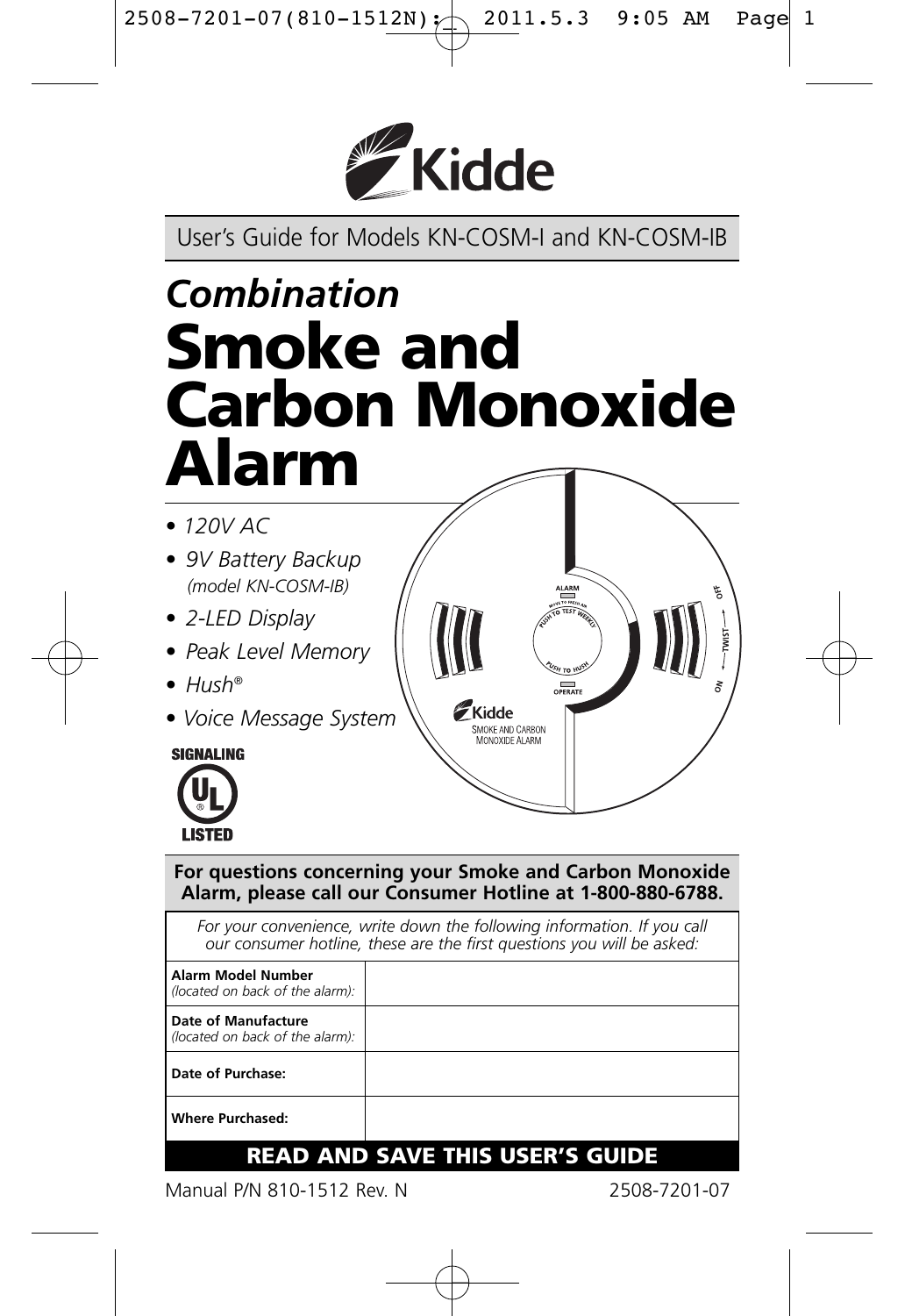Kidde

User's Guide for Models KN-COSM-I and KN-COSM-IB

# *Combination* Smoke and Carbon Monoxide Alarm

- *120V AC*
- *9V Battery Backup (model KN-COSM-IB)*
- *2-LED Display*
- *Peak Level Memory*
- *Hush®*
- *Voice Message System*

SIGNALING UL LISTED

**For questions concerning your Smoke and Carbon Monoxide Alarm, please call our Consumer Hotline at 1-800-880-6788.**

*For your convenience, write down the following information. If you call our consumer hotline, these are the first questions you will be asked:*

| | |
|---|---|
| **Alarm Model Number** *(located on back of the alarm):* | |
| **Date of Manufacture** *(located on back of the alarm):* | |
| **Date of Purchase:** | |
| **Where Purchased:** | |

**READ AND SAVE THIS USER'S GUIDE**

Manual P/N 810-1512 Rev. N 2508-7201-07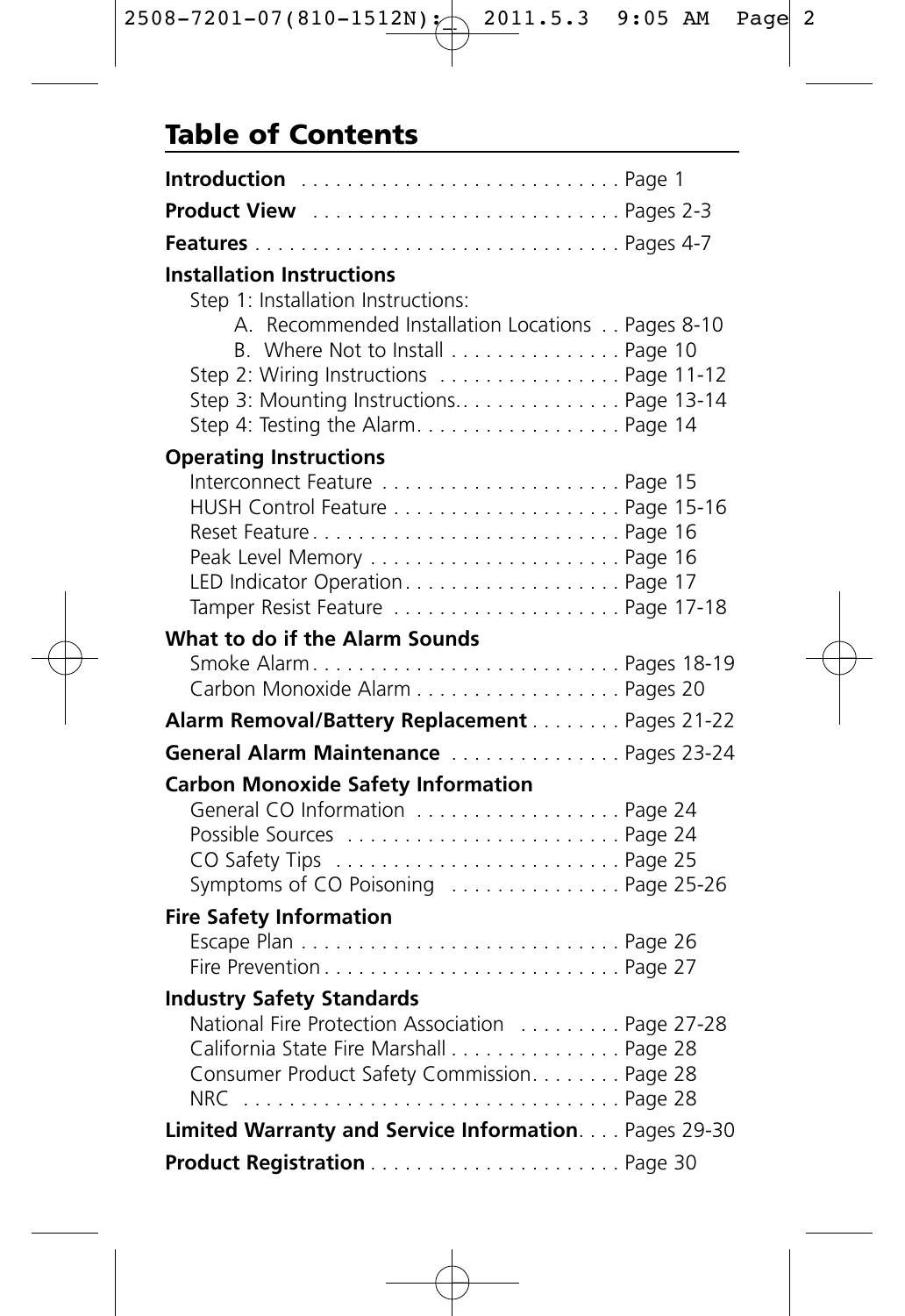# Table of Contents

**Introduction** ............................ Page 1

**Product View** ........................... Pages 2-3

**Features** ................................ Pages 4-7

**Installation Instructions**

- Step 1: Installation Instructions:
  - A. Recommended Installation Locations . . Pages 8-10
  - B. Where Not to Install ............... Page 10
- Step 2: Wiring Instructions ................ Page 11-12
- Step 3: Mounting Instructions.. ............. Page 13-14
- Step 4: Testing the Alarm.................. Page 14

**Operating Instructions**

- Interconnect Feature ..................... Page 15
- HUSH Control Feature .................... Page 15-16
- Reset Feature........................... Page 16
- Peak Level Memory ...................... Page 16
- LED Indicator Operation................... Page 17
- Tamper Resist Feature .................... Page 17-18

**What to do if the Alarm Sounds**

- Smoke Alarm........................... Pages 18-19
- Carbon Monoxide Alarm .................. Pages 20

**Alarm Removal/Battery Replacement** ........ Pages 21-22

**General Alarm Maintenance** ............... Pages 23-24

**Carbon Monoxide Safety Information**

- General CO Information .................. Page 24
- Possible Sources ........................ Page 24
- CO Safety Tips ......................... Page 25
- Symptoms of CO Poisoning ............... Page 25-26

**Fire Safety Information**

- Escape Plan ............................ Page 26
- Fire Prevention.......................... Page 27

**Industry Safety Standards**

- National Fire Protection Association ......... Page 27-28
- California State Fire Marshall ............... Page 28
- Consumer Product Safety Commission........ Page 28
- NRC ................................. Page 28

**Limited Warranty and Service Information**.... Pages 29-30

**Product Registration** ..................... Page 30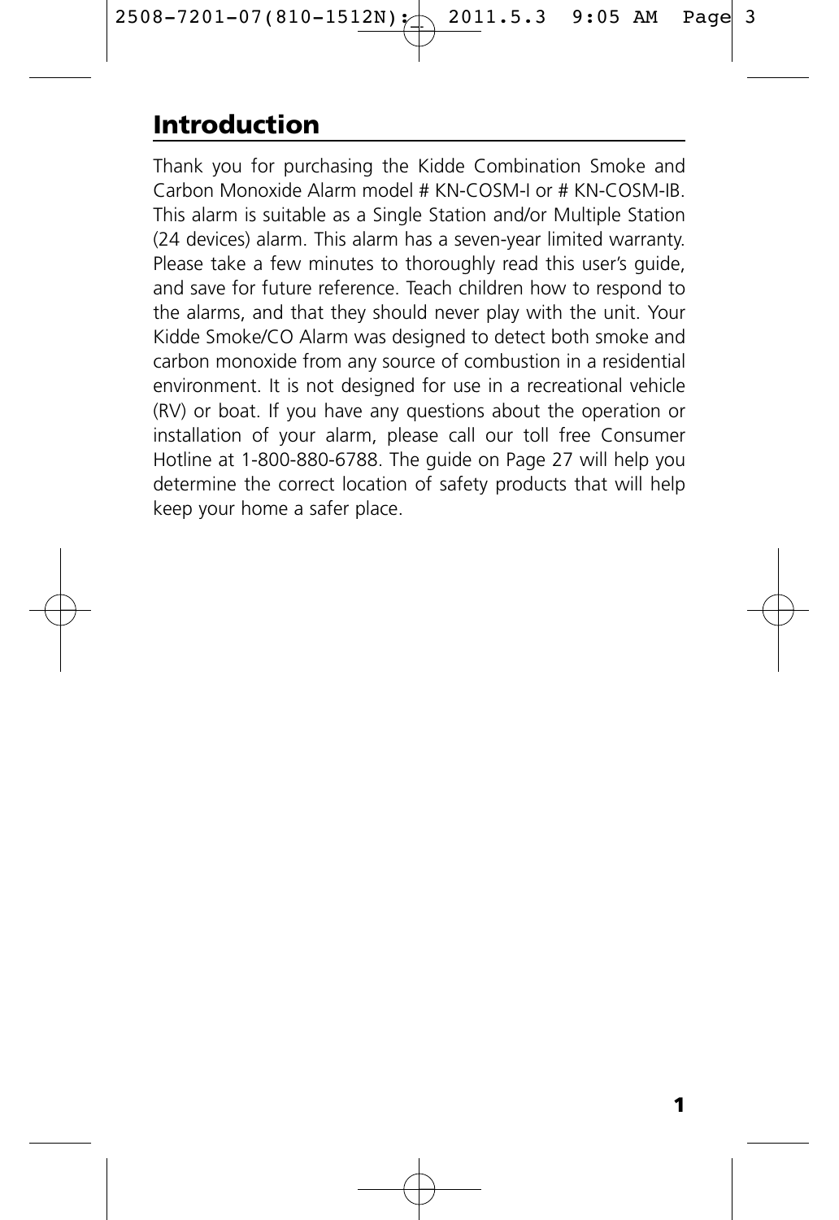## Introduction

Thank you for purchasing the Kidde Combination Smoke and Carbon Monoxide Alarm model # KN-COSM-I or # KN-COSM-IB. This alarm is suitable as a Single Station and/or Multiple Station (24 devices) alarm. This alarm has a seven-year limited warranty. Please take a few minutes to thoroughly read this user's guide, and save for future reference. Teach children how to respond to the alarms, and that they should never play with the unit. Your Kidde Smoke/CO Alarm was designed to detect both smoke and carbon monoxide from any source of combustion in a residential environment. It is not designed for use in a recreational vehicle (RV) or boat. If you have any questions about the operation or installation of your alarm, please call our toll free Consumer Hotline at 1-800-880-6788. The guide on Page 27 will help you determine the correct location of safety products that will help keep your home a safer place.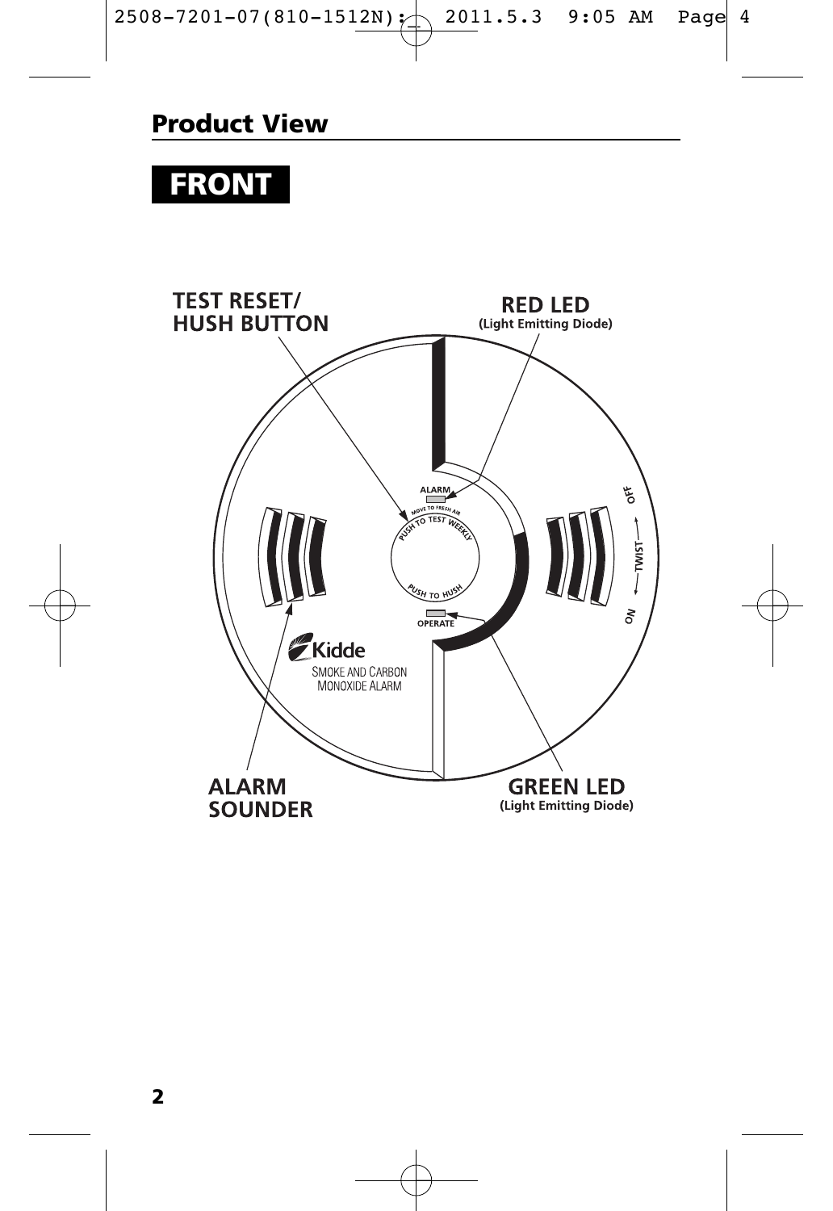## Product View

**FRONT**

TEST RESET/
HUSH BUTTON

RED LED
(Light Emitting Diode)

ALARM

MOVE TO FRESH AIR

PUSH TO TEST WEEKLY

PUSH TO HUSH

OPERATE

OFF

TWIST

ON

Kidde
SMOKE AND CARBON
MONOXIDE ALARM

ALARM
SOUNDER

GREEN LED
(Light Emitting Diode)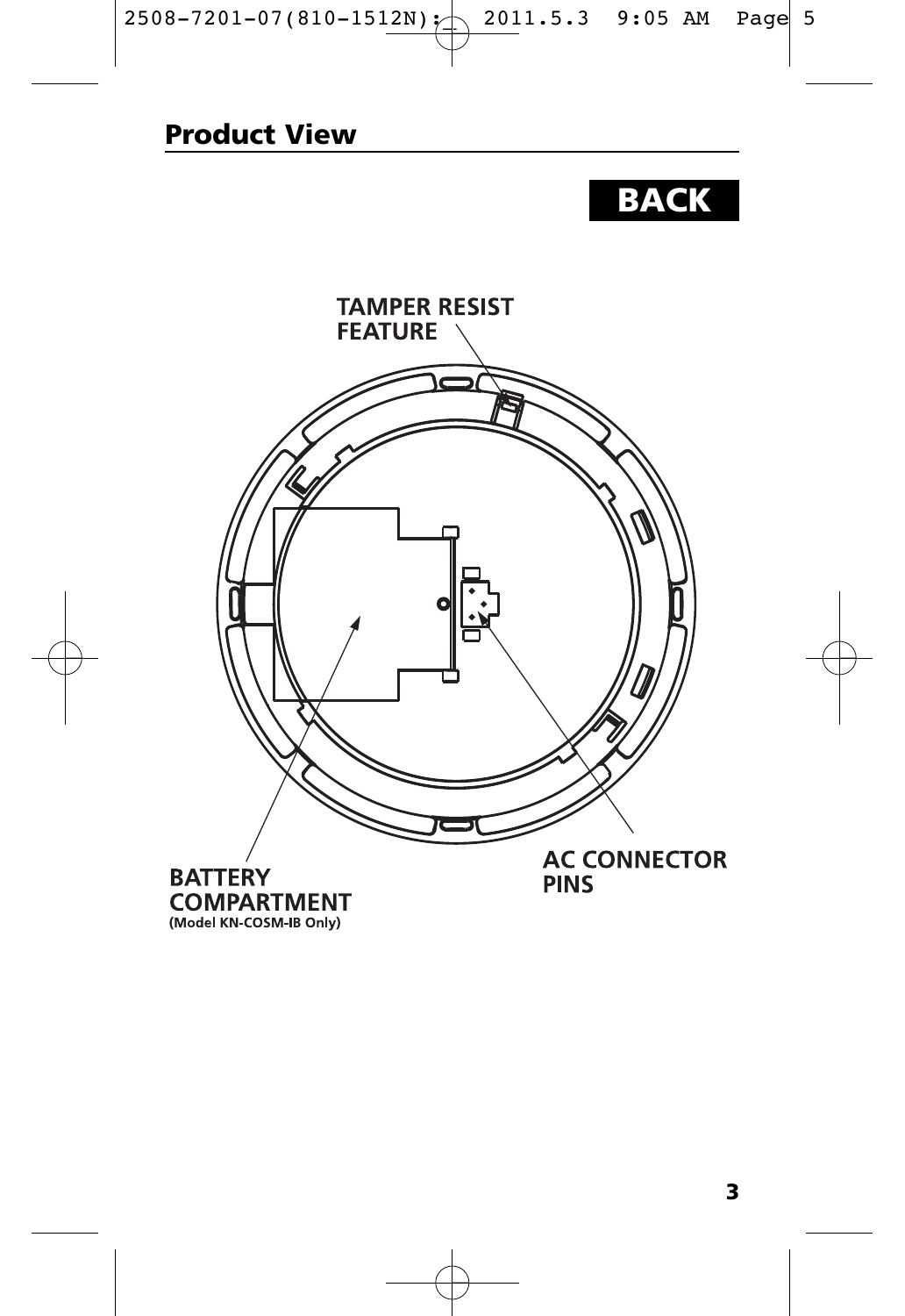## Product View

**BACK**

TAMPER RESIST FEATURE

BATTERY COMPARTMENT
(Model KN-COSM-IB Only)

AC CONNECTOR PINS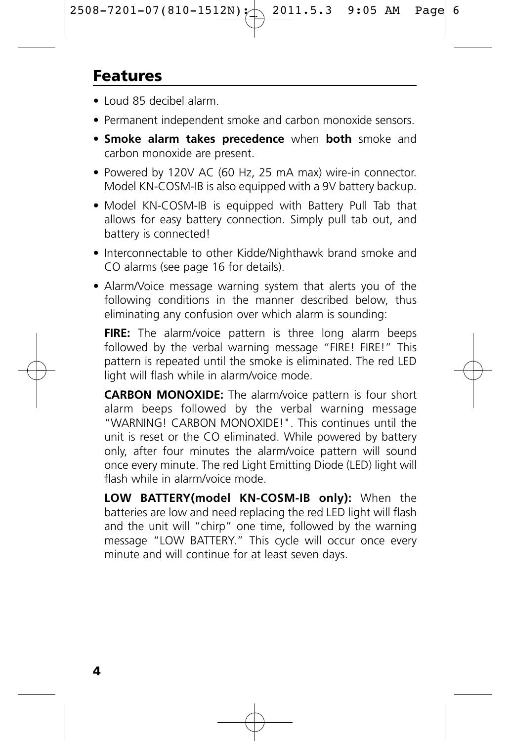## Features

- Loud 85 decibel alarm.
- Permanent independent smoke and carbon monoxide sensors.
- **Smoke alarm takes precedence** when **both** smoke and carbon monoxide are present.
- Powered by 120V AC (60 Hz, 25 mA max) wire-in connector. Model KN-COSM-IB is also equipped with a 9V battery backup.
- Model KN-COSM-IB is equipped with Battery Pull Tab that allows for easy battery connection. Simply pull tab out, and battery is connected!
- Interconnectable to other Kidde/Nighthawk brand smoke and CO alarms (see page 16 for details).
- Alarm/Voice message warning system that alerts you of the following conditions in the manner described below, thus eliminating any confusion over which alarm is sounding:

  **FIRE:** The alarm/voice pattern is three long alarm beeps followed by the verbal warning message "FIRE! FIRE!" This pattern is repeated until the smoke is eliminated. The red LED light will flash while in alarm/voice mode.

  **CARBON MONOXIDE:** The alarm/voice pattern is four short alarm beeps followed by the verbal warning message "WARNING! CARBON MONOXIDE!". This continues until the unit is reset or the CO eliminated. While powered by battery only, after four minutes the alarm/voice pattern will sound once every minute. The red Light Emitting Diode (LED) light will flash while in alarm/voice mode.

  **LOW BATTERY(model KN-COSM-IB only):** When the batteries are low and need replacing the red LED light will flash and the unit will "chirp" one time, followed by the warning message "LOW BATTERY." This cycle will occur once every minute and will continue for at least seven days.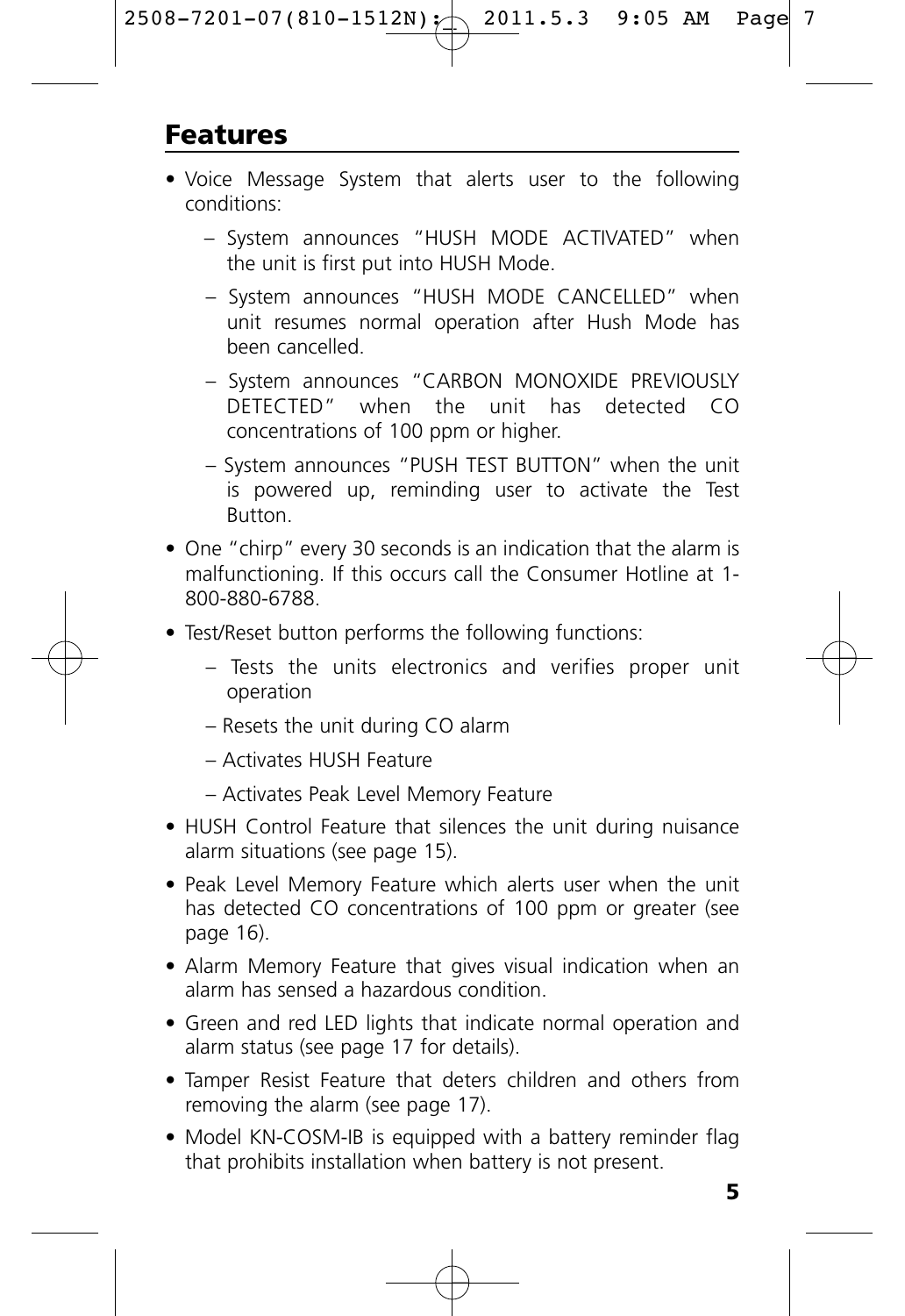## Features

- Voice Message System that alerts user to the following conditions:
  - System announces "HUSH MODE ACTIVATED" when the unit is first put into HUSH Mode.
  - System announces "HUSH MODE CANCELLED" when unit resumes normal operation after Hush Mode has been cancelled.
  - System announces "CARBON MONOXIDE PREVIOUSLY DETECTED" when the unit has detected CO concentrations of 100 ppm or higher.
  - System announces "PUSH TEST BUTTON" when the unit is powered up, reminding user to activate the Test Button.
- One "chirp" every 30 seconds is an indication that the alarm is malfunctioning. If this occurs call the Consumer Hotline at 1-800-880-6788.
- Test/Reset button performs the following functions:
  - Tests the units electronics and verifies proper unit operation
  - Resets the unit during CO alarm
  - Activates HUSH Feature
  - Activates Peak Level Memory Feature
- HUSH Control Feature that silences the unit during nuisance alarm situations (see page 15).
- Peak Level Memory Feature which alerts user when the unit has detected CO concentrations of 100 ppm or greater (see page 16).
- Alarm Memory Feature that gives visual indication when an alarm has sensed a hazardous condition.
- Green and red LED lights that indicate normal operation and alarm status (see page 17 for details).
- Tamper Resist Feature that deters children and others from removing the alarm (see page 17).
- Model KN-COSM-IB is equipped with a battery reminder flag that prohibits installation when battery is not present.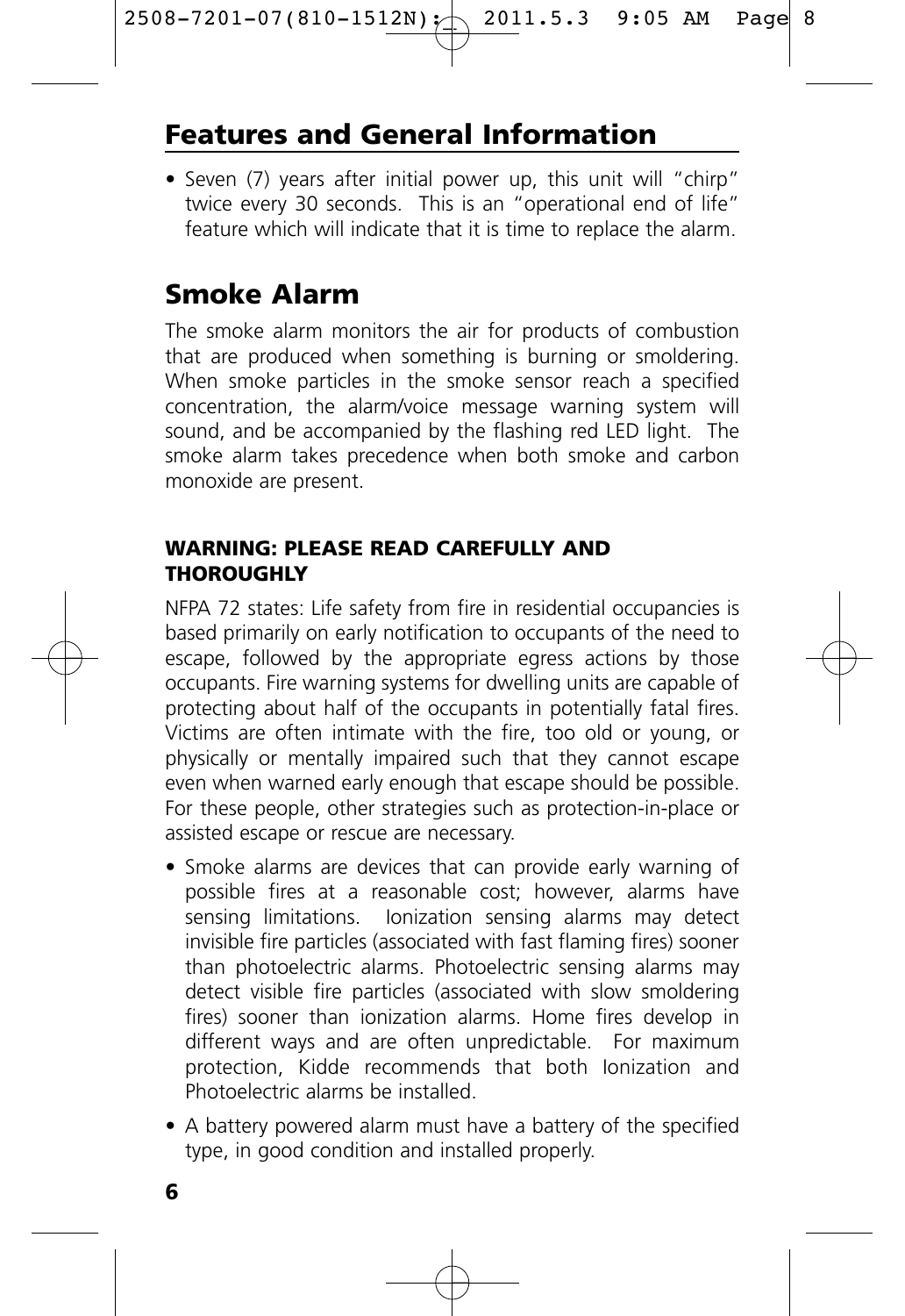## Features and General Information

- Seven (7) years after initial power up, this unit will "chirp" twice every 30 seconds. This is an "operational end of life" feature which will indicate that it is time to replace the alarm.

## Smoke Alarm

The smoke alarm monitors the air for products of combustion that are produced when something is burning or smoldering. When smoke particles in the smoke sensor reach a specified concentration, the alarm/voice message warning system will sound, and be accompanied by the flashing red LED light. The smoke alarm takes precedence when both smoke and carbon monoxide are present.

### WARNING: PLEASE READ CAREFULLY AND THOROUGHLY

NFPA 72 states: Life safety from fire in residential occupancies is based primarily on early notification to occupants of the need to escape, followed by the appropriate egress actions by those occupants. Fire warning systems for dwelling units are capable of protecting about half of the occupants in potentially fatal fires. Victims are often intimate with the fire, too old or young, or physically or mentally impaired such that they cannot escape even when warned early enough that escape should be possible. For these people, other strategies such as protection-in-place or assisted escape or rescue are necessary.

- Smoke alarms are devices that can provide early warning of possible fires at a reasonable cost; however, alarms have sensing limitations. Ionization sensing alarms may detect invisible fire particles (associated with fast flaming fires) sooner than photoelectric alarms. Photoelectric sensing alarms may detect visible fire particles (associated with slow smoldering fires) sooner than ionization alarms. Home fires develop in different ways and are often unpredictable. For maximum protection, Kidde recommends that both Ionization and Photoelectric alarms be installed.
- A battery powered alarm must have a battery of the specified type, in good condition and installed properly.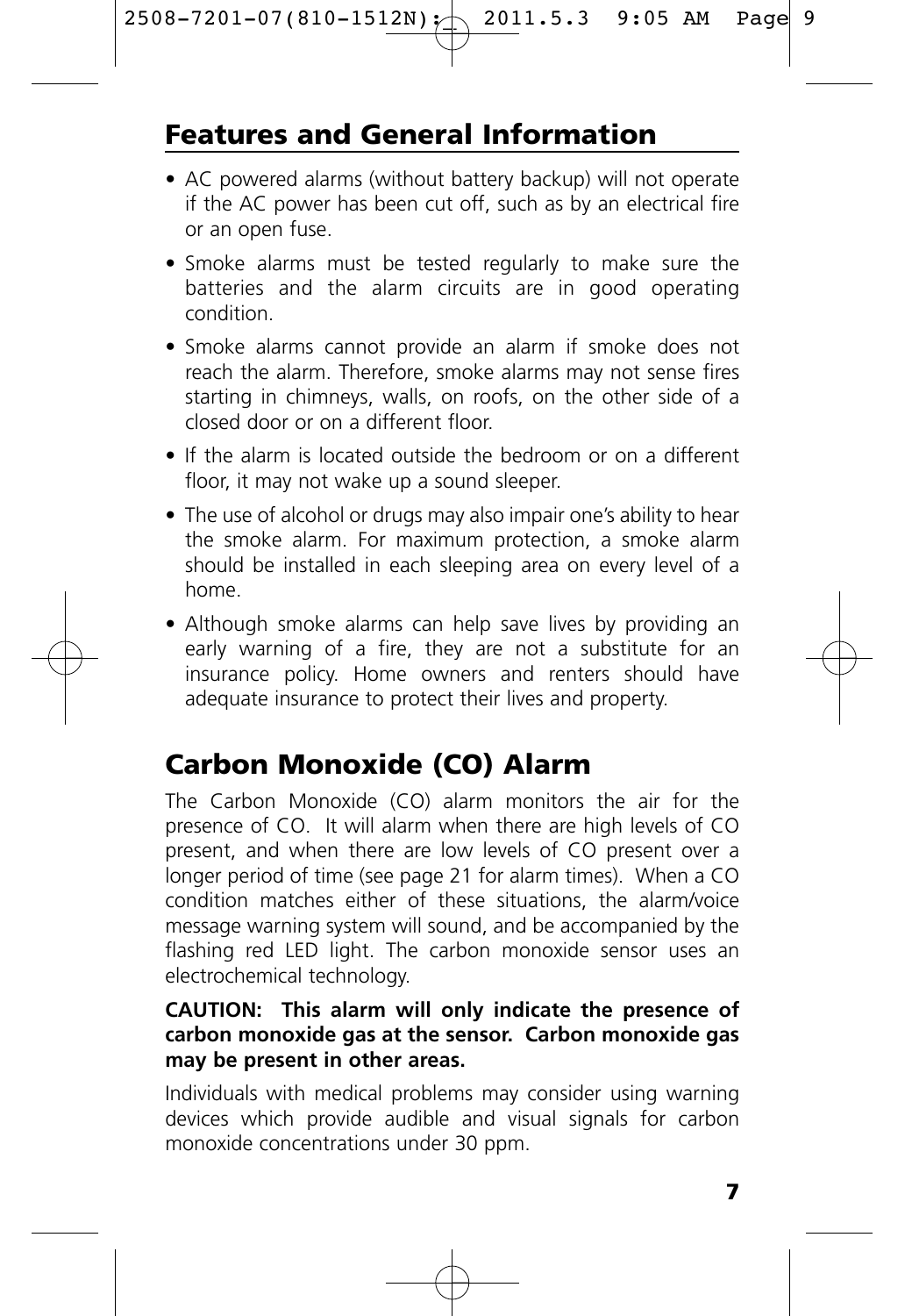## Features and General Information

- AC powered alarms (without battery backup) will not operate if the AC power has been cut off, such as by an electrical fire or an open fuse.
- Smoke alarms must be tested regularly to make sure the batteries and the alarm circuits are in good operating condition.
- Smoke alarms cannot provide an alarm if smoke does not reach the alarm. Therefore, smoke alarms may not sense fires starting in chimneys, walls, on roofs, on the other side of a closed door or on a different floor.
- If the alarm is located outside the bedroom or on a different floor, it may not wake up a sound sleeper.
- The use of alcohol or drugs may also impair one's ability to hear the smoke alarm. For maximum protection, a smoke alarm should be installed in each sleeping area on every level of a home.
- Although smoke alarms can help save lives by providing an early warning of a fire, they are not a substitute for an insurance policy. Home owners and renters should have adequate insurance to protect their lives and property.

## Carbon Monoxide (CO) Alarm

The Carbon Monoxide (CO) alarm monitors the air for the presence of CO. It will alarm when there are high levels of CO present, and when there are low levels of CO present over a longer period of time (see page 21 for alarm times). When a CO condition matches either of these situations, the alarm/voice message warning system will sound, and be accompanied by the flashing red LED light. The carbon monoxide sensor uses an electrochemical technology.

**CAUTION: This alarm will only indicate the presence of carbon monoxide gas at the sensor. Carbon monoxide gas may be present in other areas.**

Individuals with medical problems may consider using warning devices which provide audible and visual signals for carbon monoxide concentrations under 30 ppm.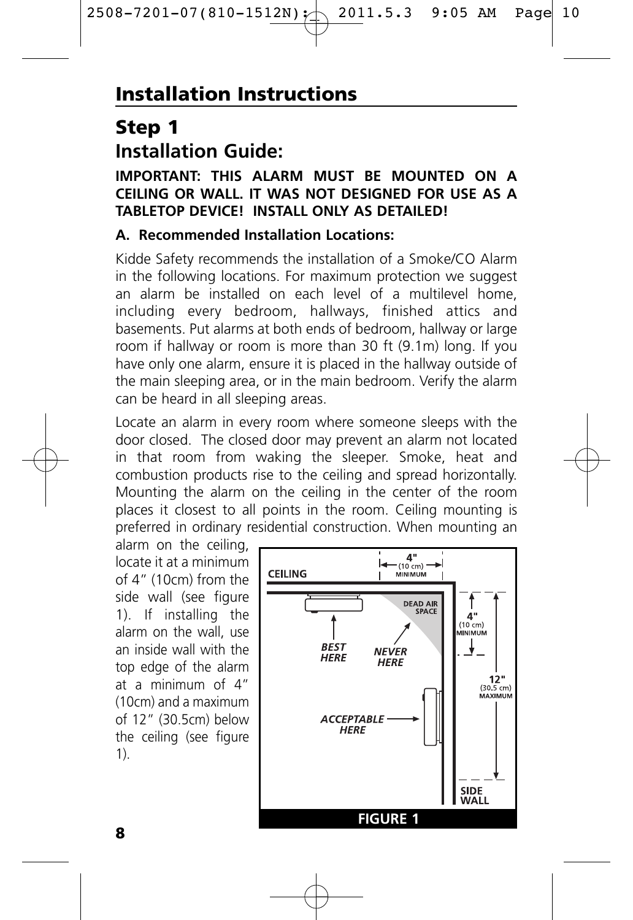# Installation Instructions

## Step 1

## Installation Guide:

**IMPORTANT: THIS ALARM MUST BE MOUNTED ON A CEILING OR WALL. IT WAS NOT DESIGNED FOR USE AS A TABLETOP DEVICE! INSTALL ONLY AS DETAILED!**

### A. Recommended Installation Locations:

Kidde Safety recommends the installation of a Smoke/CO Alarm in the following locations. For maximum protection we suggest an alarm be installed on each level of a multilevel home, including every bedroom, hallways, finished attics and basements. Put alarms at both ends of bedroom, hallway or large room if hallway or room is more than 30 ft (9.1m) long. If you have only one alarm, ensure it is placed in the hallway outside of the main sleeping area, or in the main bedroom. Verify the alarm can be heard in all sleeping areas.

Locate an alarm in every room where someone sleeps with the door closed. The closed door may prevent an alarm not located in that room from waking the sleeper. Smoke, heat and combustion products rise to the ceiling and spread horizontally. Mounting the alarm on the ceiling in the center of the room places it closest to all points in the room. Ceiling mounting is preferred in ordinary residential construction. When mounting an alarm on the ceiling, locate it at a minimum of 4" (10cm) from the side wall (see figure 1). If installing the alarm on the wall, use an inside wall with the top edge of the alarm at a minimum of 4" (10cm) and a maximum of 12" (30.5cm) below the ceiling (see figure 1).

CEILING — 4" (10 cm) MINIMUM — DEAD AIR SPACE — BEST HERE — NEVER HERE — 4" (10 cm) MINIMUM — 12" (30.5 cm) MAXIMUM — ACCEPTABLE HERE — SIDE WALL

FIGURE 1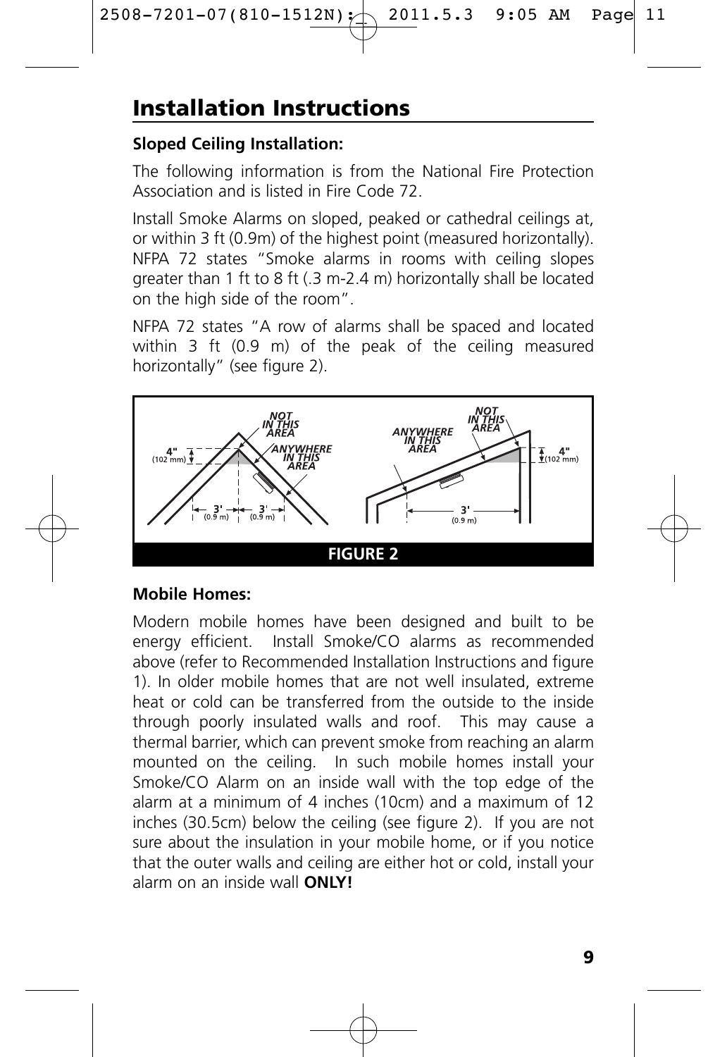## Installation Instructions

**Sloped Ceiling Installation:**

The following information is from the National Fire Protection Association and is listed in Fire Code 72.

Install Smoke Alarms on sloped, peaked or cathedral ceilings at, or within 3 ft (0.9m) of the highest point (measured horizontally). NFPA 72 states "Smoke alarms in rooms with ceiling slopes greater than 1 ft to 8 ft (.3 m-2.4 m) horizontally shall be located on the high side of the room".

NFPA 72 states "A row of alarms shall be spaced and located within 3 ft (0.9 m) of the peak of the ceiling measured horizontally" (see figure 2).

FIGURE 2

**Mobile Homes:**

Modern mobile homes have been designed and built to be energy efficient. Install Smoke/CO alarms as recommended above (refer to Recommended Installation Instructions and figure 1). In older mobile homes that are not well insulated, extreme heat or cold can be transferred from the outside to the inside through poorly insulated walls and roof. This may cause a thermal barrier, which can prevent smoke from reaching an alarm mounted on the ceiling. In such mobile homes install your Smoke/CO Alarm on an inside wall with the top edge of the alarm at a minimum of 4 inches (10cm) and a maximum of 12 inches (30.5cm) below the ceiling (see figure 2). If you are not sure about the insulation in your mobile home, or if you notice that the outer walls and ceiling are either hot or cold, install your alarm on an inside wall **ONLY!**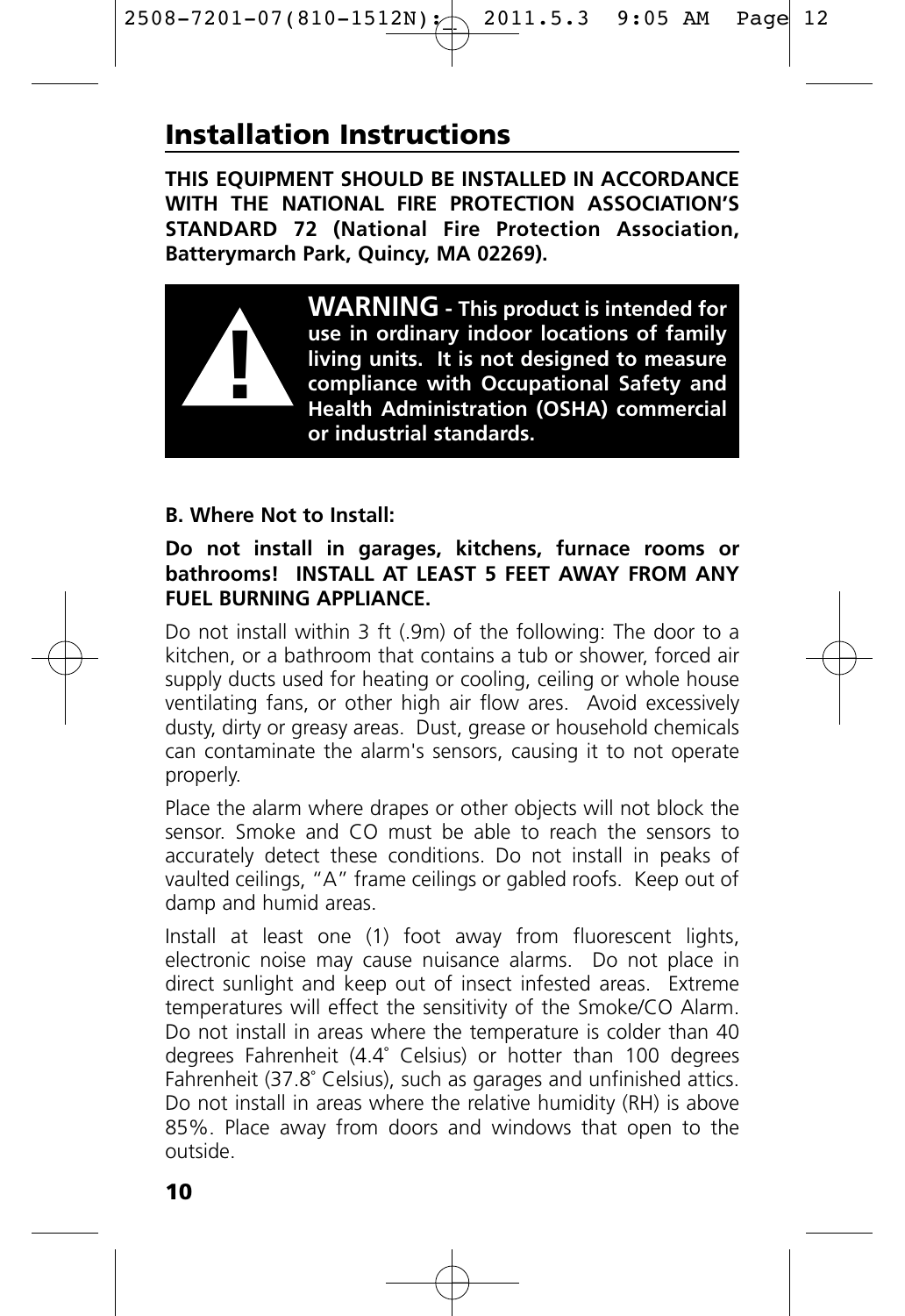## Installation Instructions

**THIS EQUIPMENT SHOULD BE INSTALLED IN ACCORDANCE WITH THE NATIONAL FIRE PROTECTION ASSOCIATION'S STANDARD 72 (National Fire Protection Association, Batterymarch Park, Quincy, MA 02269).**

**WARNING - This product is intended for use in ordinary indoor locations of family living units. It is not designed to measure compliance with Occupational Safety and Health Administration (OSHA) commercial or industrial standards.**

**B. Where Not to Install:**

**Do not install in garages, kitchens, furnace rooms or bathrooms! INSTALL AT LEAST 5 FEET AWAY FROM ANY FUEL BURNING APPLIANCE.**

Do not install within 3 ft (.9m) of the following: The door to a kitchen, or a bathroom that contains a tub or shower, forced air supply ducts used for heating or cooling, ceiling or whole house ventilating fans, or other high air flow ares. Avoid excessively dusty, dirty or greasy areas. Dust, grease or household chemicals can contaminate the alarm's sensors, causing it to not operate properly.

Place the alarm where drapes or other objects will not block the sensor. Smoke and CO must be able to reach the sensors to accurately detect these conditions. Do not install in peaks of vaulted ceilings, "A" frame ceilings or gabled roofs. Keep out of damp and humid areas.

Install at least one (1) foot away from fluorescent lights, electronic noise may cause nuisance alarms. Do not place in direct sunlight and keep out of insect infested areas. Extreme temperatures will effect the sensitivity of the Smoke/CO Alarm. Do not install in areas where the temperature is colder than 40 degrees Fahrenheit (4.4˚ Celsius) or hotter than 100 degrees Fahrenheit (37.8˚ Celsius), such as garages and unfinished attics. Do not install in areas where the relative humidity (RH) is above 85%. Place away from doors and windows that open to the outside.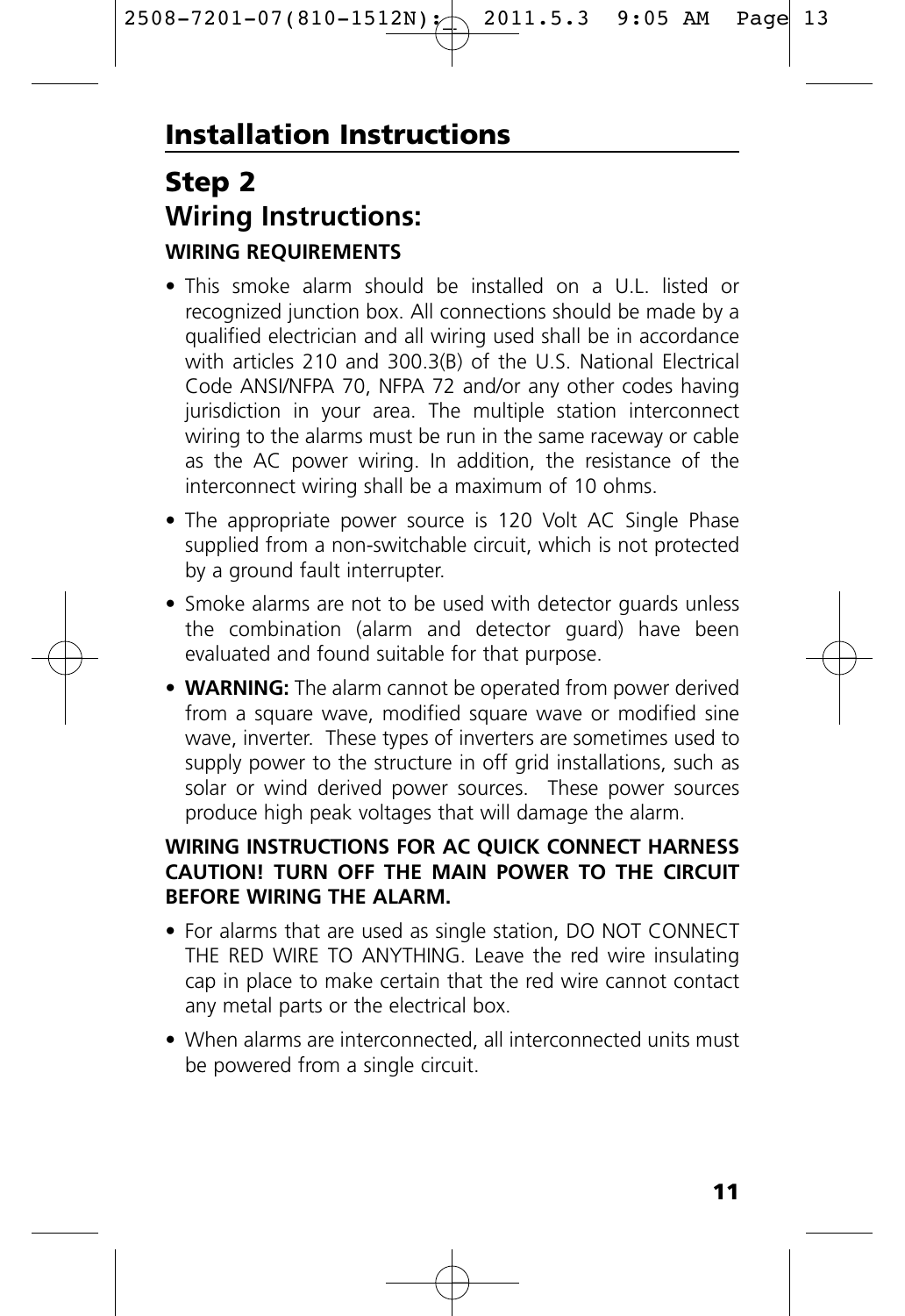# Installation Instructions

## Step 2

## Wiring Instructions:

### WIRING REQUIREMENTS

- This smoke alarm should be installed on a U.L. listed or recognized junction box. All connections should be made by a qualified electrician and all wiring used shall be in accordance with articles 210 and 300.3(B) of the U.S. National Electrical Code ANSI/NFPA 70, NFPA 72 and/or any other codes having jurisdiction in your area. The multiple station interconnect wiring to the alarms must be run in the same raceway or cable as the AC power wiring. In addition, the resistance of the interconnect wiring shall be a maximum of 10 ohms.
- The appropriate power source is 120 Volt AC Single Phase supplied from a non-switchable circuit, which is not protected by a ground fault interrupter.
- Smoke alarms are not to be used with detector guards unless the combination (alarm and detector guard) have been evaluated and found suitable for that purpose.
- **WARNING:** The alarm cannot be operated from power derived from a square wave, modified square wave or modified sine wave, inverter. These types of inverters are sometimes used to supply power to the structure in off grid installations, such as solar or wind derived power sources. These power sources produce high peak voltages that will damage the alarm.

**WIRING INSTRUCTIONS FOR AC QUICK CONNECT HARNESS CAUTION! TURN OFF THE MAIN POWER TO THE CIRCUIT BEFORE WIRING THE ALARM.**

- For alarms that are used as single station, DO NOT CONNECT THE RED WIRE TO ANYTHING. Leave the red wire insulating cap in place to make certain that the red wire cannot contact any metal parts or the electrical box.
- When alarms are interconnected, all interconnected units must be powered from a single circuit.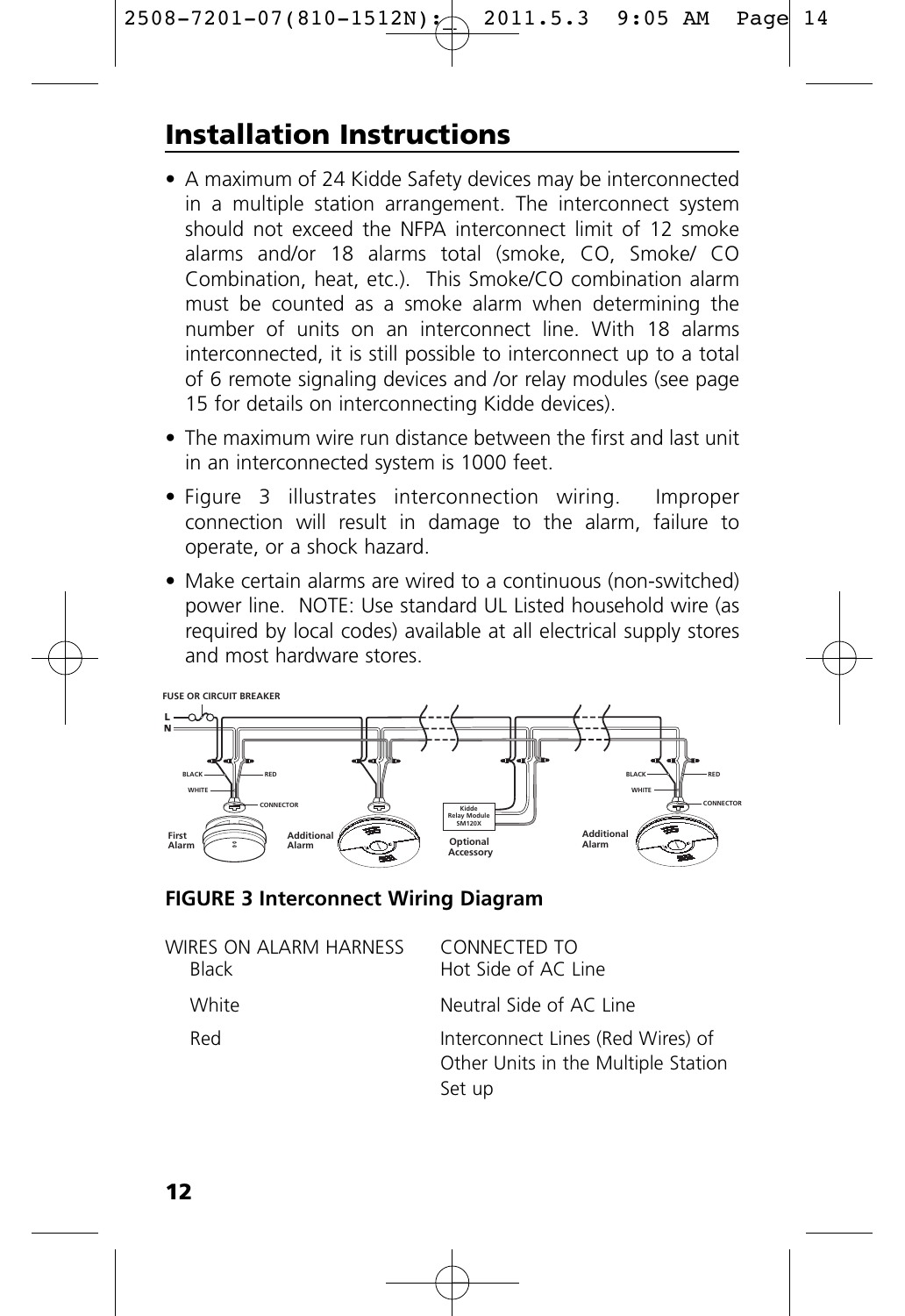# Installation Instructions

- A maximum of 24 Kidde Safety devices may be interconnected in a multiple station arrangement. The interconnect system should not exceed the NFPA interconnect limit of 12 smoke alarms and/or 18 alarms total (smoke, CO, Smoke/ CO Combination, heat, etc.). This Smoke/CO combination alarm must be counted as a smoke alarm when determining the number of units on an interconnect line. With 18 alarms interconnected, it is still possible to interconnect up to a total of 6 remote signaling devices and /or relay modules (see page 15 for details on interconnecting Kidde devices).
- The maximum wire run distance between the first and last unit in an interconnected system is 1000 feet.
- Figure 3 illustrates interconnection wiring. Improper connection will result in damage to the alarm, failure to operate, or a shock hazard.
- Make certain alarms are wired to a continuous (non-switched) power line. NOTE: Use standard UL Listed household wire (as required by local codes) available at all electrical supply stores and most hardware stores.

FUSE OR CIRCUIT BREAKER

L

N

BLACK RED WHITE CONNECTOR

First Alarm

Additional Alarm

Kidde Relay Module SM120X

Optional Accessory

Additional Alarm

**FIGURE 3 Interconnect Wiring Diagram**

| WIRES ON ALARM HARNESS | CONNECTED TO |
|---|---|
| Black | Hot Side of AC Line |
| White | Neutral Side of AC Line |
| Red | Interconnect Lines (Red Wires) of Other Units in the Multiple Station Set up |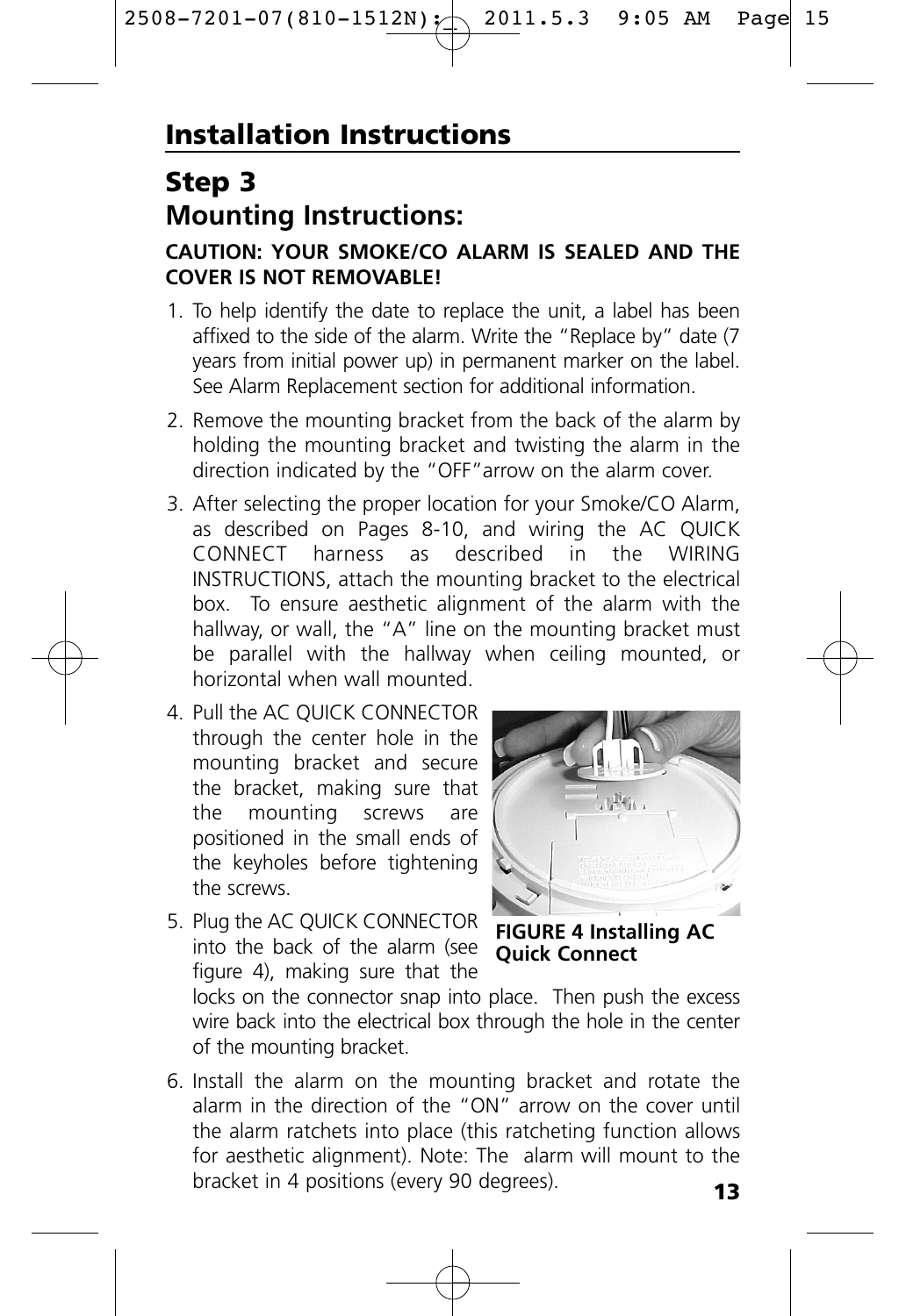## Installation Instructions

## Step 3

### Mounting Instructions:

**CAUTION: YOUR SMOKE/CO ALARM IS SEALED AND THE COVER IS NOT REMOVABLE!**

1. To help identify the date to replace the unit, a label has been affixed to the side of the alarm. Write the "Replace by" date (7 years from initial power up) in permanent marker on the label. See Alarm Replacement section for additional information.
2. Remove the mounting bracket from the back of the alarm by holding the mounting bracket and twisting the alarm in the direction indicated by the "OFF" arrow on the alarm cover.
3. After selecting the proper location for your Smoke/CO Alarm, as described on Pages 8-10, and wiring the AC QUICK CONNECT harness as described in the WIRING INSTRUCTIONS, attach the mounting bracket to the electrical box. To ensure aesthetic alignment of the alarm with the hallway, or wall, the "A" line on the mounting bracket must be parallel with the hallway when ceiling mounted, or horizontal when wall mounted.
4. Pull the AC QUICK CONNECTOR through the center hole in the mounting bracket and secure the bracket, making sure that the mounting screws are positioned in the small ends of the keyholes before tightening the screws.
5. Plug the AC QUICK CONNECTOR into the back of the alarm (see figure 4), making sure that the locks on the connector snap into place. Then push the excess wire back into the electrical box through the hole in the center of the mounting bracket.
6. Install the alarm on the mounting bracket and rotate the alarm in the direction of the "ON" arrow on the cover until the alarm ratchets into place (this ratcheting function allows for aesthetic alignment). Note: The alarm will mount to the bracket in 4 positions (every 90 degrees).

**FIGURE 4 Installing AC Quick Connect**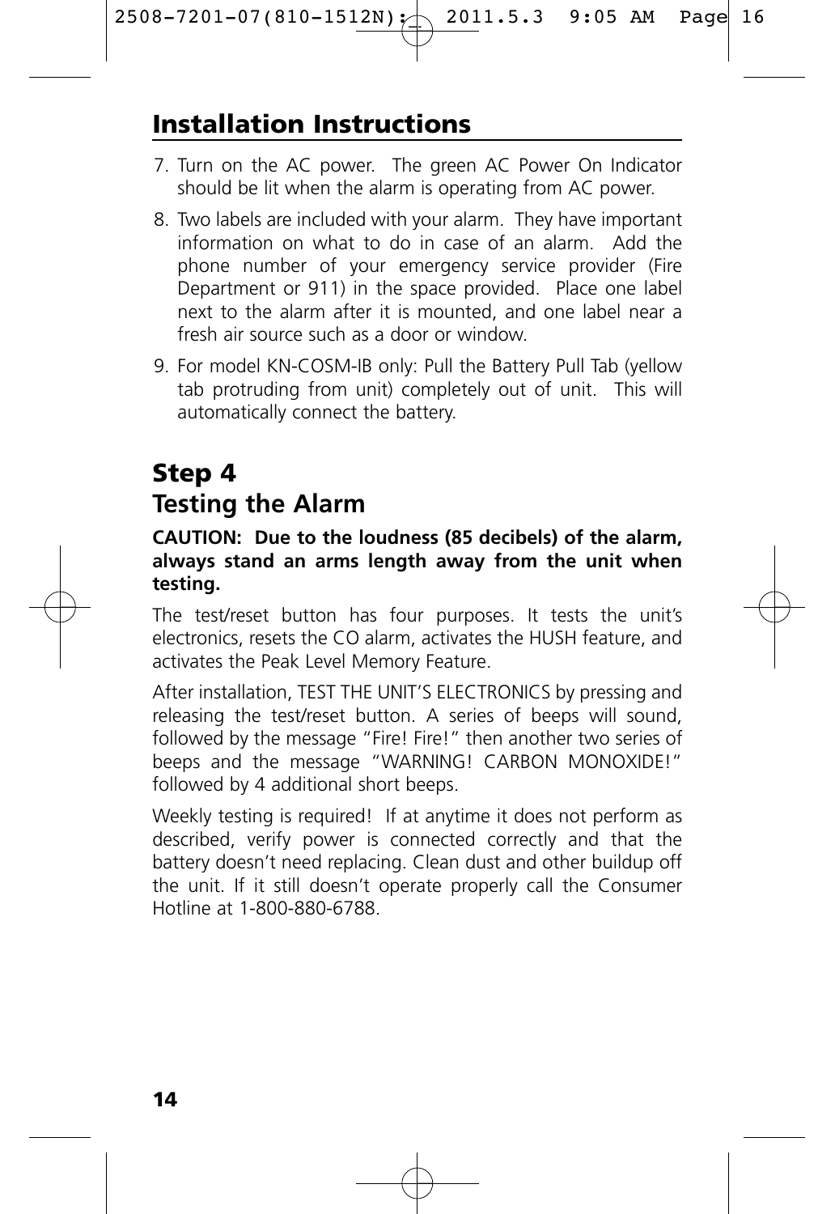# Installation Instructions

7. Turn on the AC power. The green AC Power On Indicator should be lit when the alarm is operating from AC power.
8. Two labels are included with your alarm. They have important information on what to do in case of an alarm. Add the phone number of your emergency service provider (Fire Department or 911) in the space provided. Place one label next to the alarm after it is mounted, and one label near a fresh air source such as a door or window.
9. For model KN-COSM-IB only: Pull the Battery Pull Tab (yellow tab protruding from unit) completely out of unit. This will automatically connect the battery.

## Step 4
## Testing the Alarm

**CAUTION: Due to the loudness (85 decibels) of the alarm, always stand an arms length away from the unit when testing.**

The test/reset button has four purposes. It tests the unit's electronics, resets the CO alarm, activates the HUSH feature, and activates the Peak Level Memory Feature.

After installation, TEST THE UNIT'S ELECTRONICS by pressing and releasing the test/reset button. A series of beeps will sound, followed by the message "Fire! Fire!" then another two series of beeps and the message "WARNING! CARBON MONOXIDE!" followed by 4 additional short beeps.

Weekly testing is required! If at anytime it does not perform as described, verify power is connected correctly and that the battery doesn't need replacing. Clean dust and other buildup off the unit. If it still doesn't operate properly call the Consumer Hotline at 1-800-880-6788.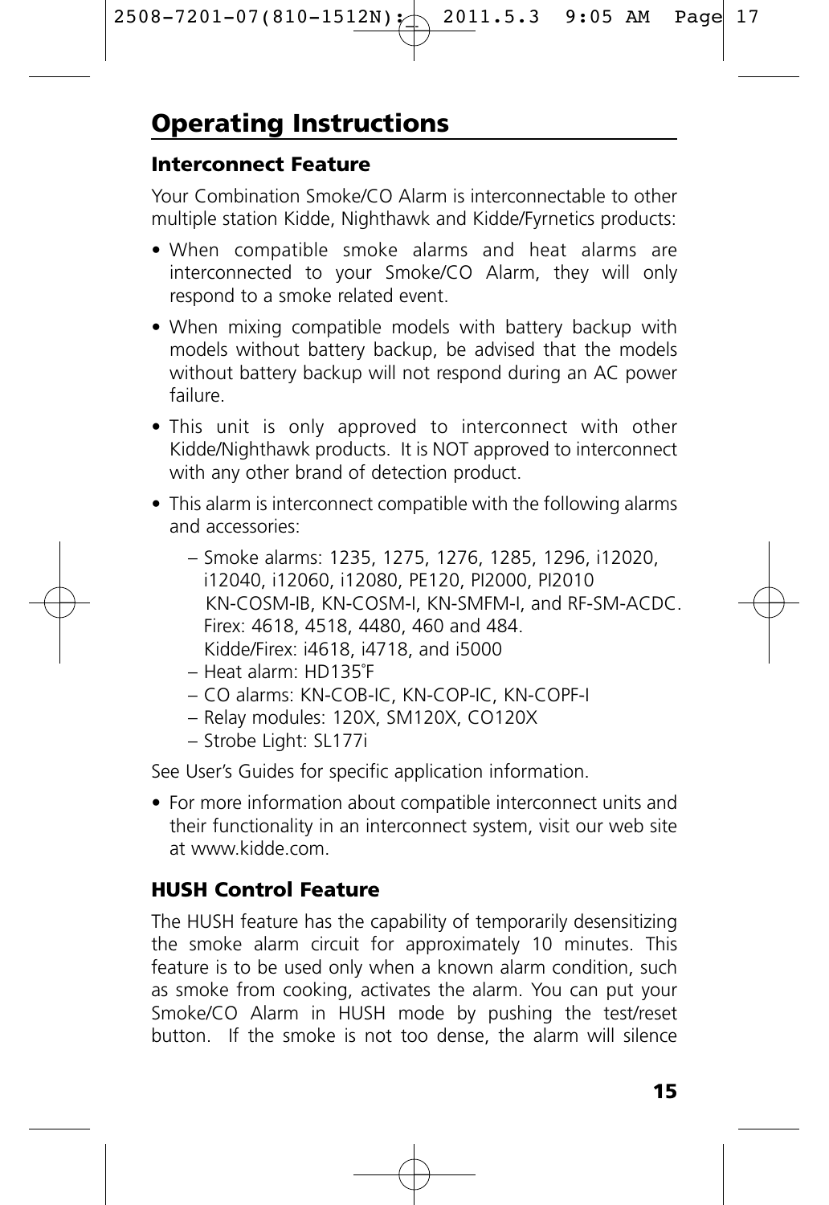# Operating Instructions

## Interconnect Feature

Your Combination Smoke/CO Alarm is interconnectable to other multiple station Kidde, Nighthawk and Kidde/Fyrnetics products:

- When compatible smoke alarms and heat alarms are interconnected to your Smoke/CO Alarm, they will only respond to a smoke related event.
- When mixing compatible models with battery backup with models without battery backup, be advised that the models without battery backup will not respond during an AC power failure.
- This unit is only approved to interconnect with other Kidde/Nighthawk products. It is NOT approved to interconnect with any other brand of detection product.
- This alarm is interconnect compatible with the following alarms and accessories:
  - Smoke alarms: 1235, 1275, 1276, 1285, 1296, i12020, i12040, i12060, i12080, PE120, PI2000, PI2010 KN-COSM-IB, KN-COSM-I, KN-SMFM-I, and RF-SM-ACDC. Firex: 4618, 4518, 4480, 460 and 484. Kidde/Firex: i4618, i4718, and i5000
  - Heat alarm: HD135˚F
  - CO alarms: KN-COB-IC, KN-COP-IC, KN-COPF-I
  - Relay modules: 120X, SM120X, CO120X
  - Strobe Light: SL177i

See User's Guides for specific application information.

- For more information about compatible interconnect units and their functionality in an interconnect system, visit our web site at www.kidde.com.

## HUSH Control Feature

The HUSH feature has the capability of temporarily desensitizing the smoke alarm circuit for approximately 10 minutes. This feature is to be used only when a known alarm condition, such as smoke from cooking, activates the alarm. You can put your Smoke/CO Alarm in HUSH mode by pushing the test/reset button. If the smoke is not too dense, the alarm will silence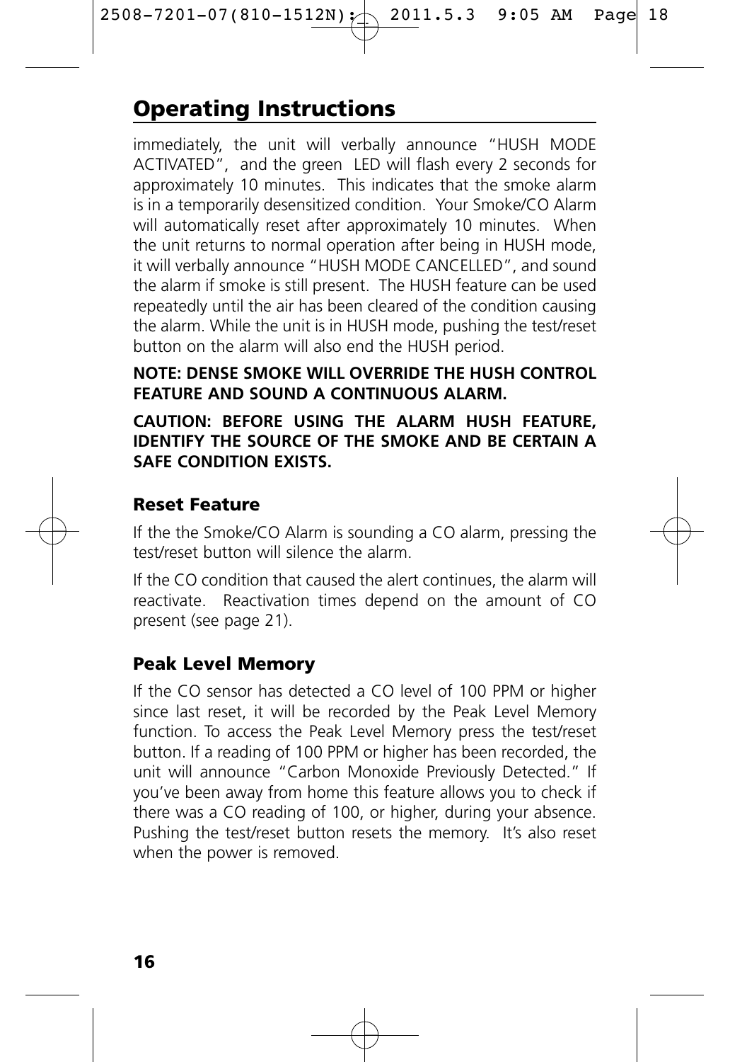# Operating Instructions

immediately, the unit will verbally announce "HUSH MODE ACTIVATED", and the green LED will flash every 2 seconds for approximately 10 minutes. This indicates that the smoke alarm is in a temporarily desensitized condition. Your Smoke/CO Alarm will automatically reset after approximately 10 minutes. When the unit returns to normal operation after being in HUSH mode, it will verbally announce "HUSH MODE CANCELLED", and sound the alarm if smoke is still present. The HUSH feature can be used repeatedly until the air has been cleared of the condition causing the alarm. While the unit is in HUSH mode, pushing the test/reset button on the alarm will also end the HUSH period.

**NOTE: DENSE SMOKE WILL OVERRIDE THE HUSH CONTROL FEATURE AND SOUND A CONTINUOUS ALARM.**

**CAUTION: BEFORE USING THE ALARM HUSH FEATURE, IDENTIFY THE SOURCE OF THE SMOKE AND BE CERTAIN A SAFE CONDITION EXISTS.**

### Reset Feature

If the the Smoke/CO Alarm is sounding a CO alarm, pressing the test/reset button will silence the alarm.

If the CO condition that caused the alert continues, the alarm will reactivate. Reactivation times depend on the amount of CO present (see page 21).

### Peak Level Memory

If the CO sensor has detected a CO level of 100 PPM or higher since last reset, it will be recorded by the Peak Level Memory function. To access the Peak Level Memory press the test/reset button. If a reading of 100 PPM or higher has been recorded, the unit will announce "Carbon Monoxide Previously Detected." If you've been away from home this feature allows you to check if there was a CO reading of 100, or higher, during your absence. Pushing the test/reset button resets the memory. It's also reset when the power is removed.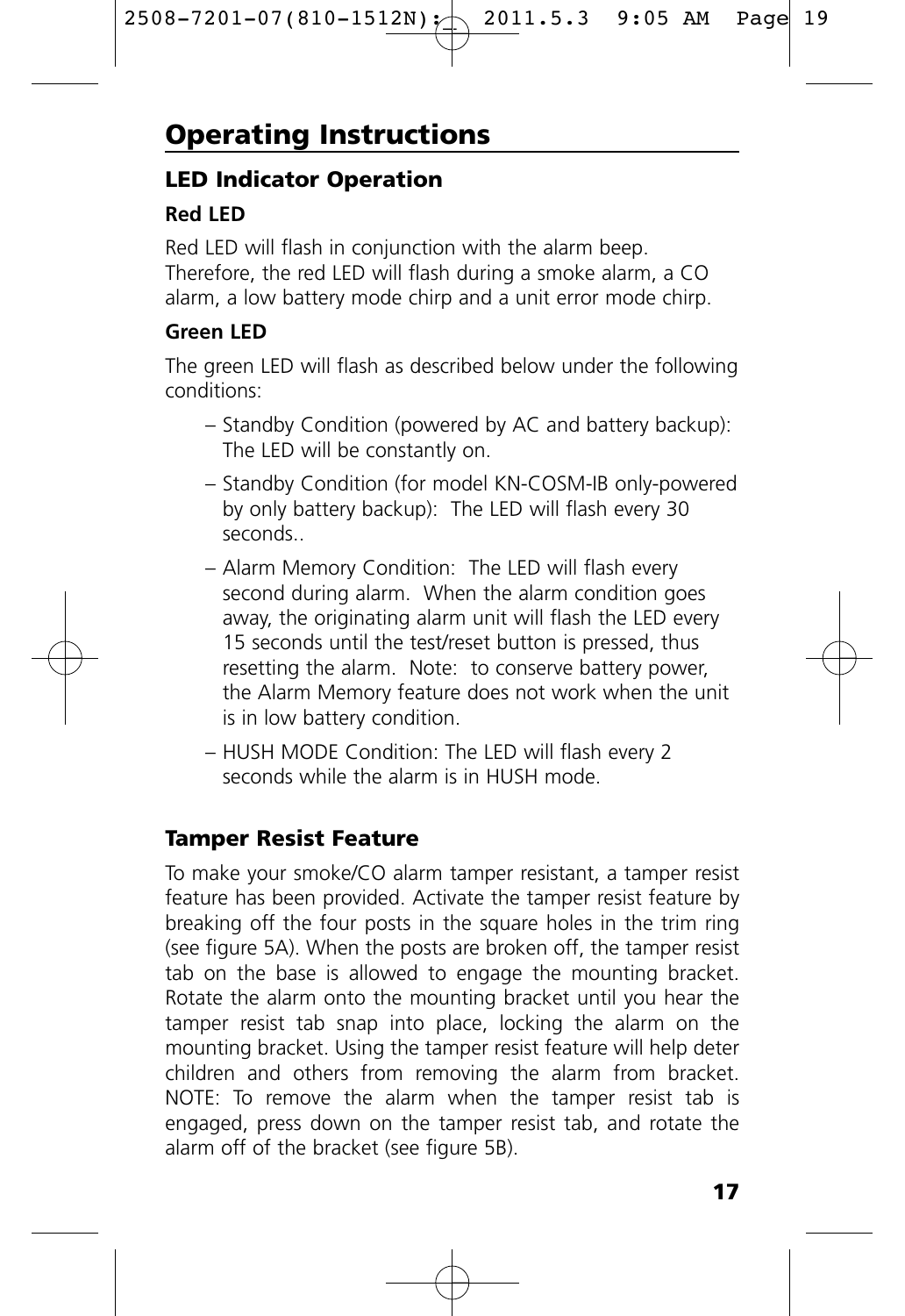# Operating Instructions

## LED Indicator Operation

### Red LED

Red LED will flash in conjunction with the alarm beep. Therefore, the red LED will flash during a smoke alarm, a CO alarm, a low battery mode chirp and a unit error mode chirp.

### Green LED

The green LED will flash as described below under the following conditions:

– Standby Condition (powered by AC and battery backup): The LED will be constantly on.

– Standby Condition (for model KN-COSM-IB only-powered by only battery backup): The LED will flash every 30 seconds..

– Alarm Memory Condition: The LED will flash every second during alarm. When the alarm condition goes away, the originating alarm unit will flash the LED every 15 seconds until the test/reset button is pressed, thus resetting the alarm. Note: to conserve battery power, the Alarm Memory feature does not work when the unit is in low battery condition.

– HUSH MODE Condition: The LED will flash every 2 seconds while the alarm is in HUSH mode.

## Tamper Resist Feature

To make your smoke/CO alarm tamper resistant, a tamper resist feature has been provided. Activate the tamper resist feature by breaking off the four posts in the square holes in the trim ring (see figure 5A). When the posts are broken off, the tamper resist tab on the base is allowed to engage the mounting bracket. Rotate the alarm onto the mounting bracket until you hear the tamper resist tab snap into place, locking the alarm on the mounting bracket. Using the tamper resist feature will help deter children and others from removing the alarm from bracket. NOTE: To remove the alarm when the tamper resist tab is engaged, press down on the tamper resist tab, and rotate the alarm off of the bracket (see figure 5B).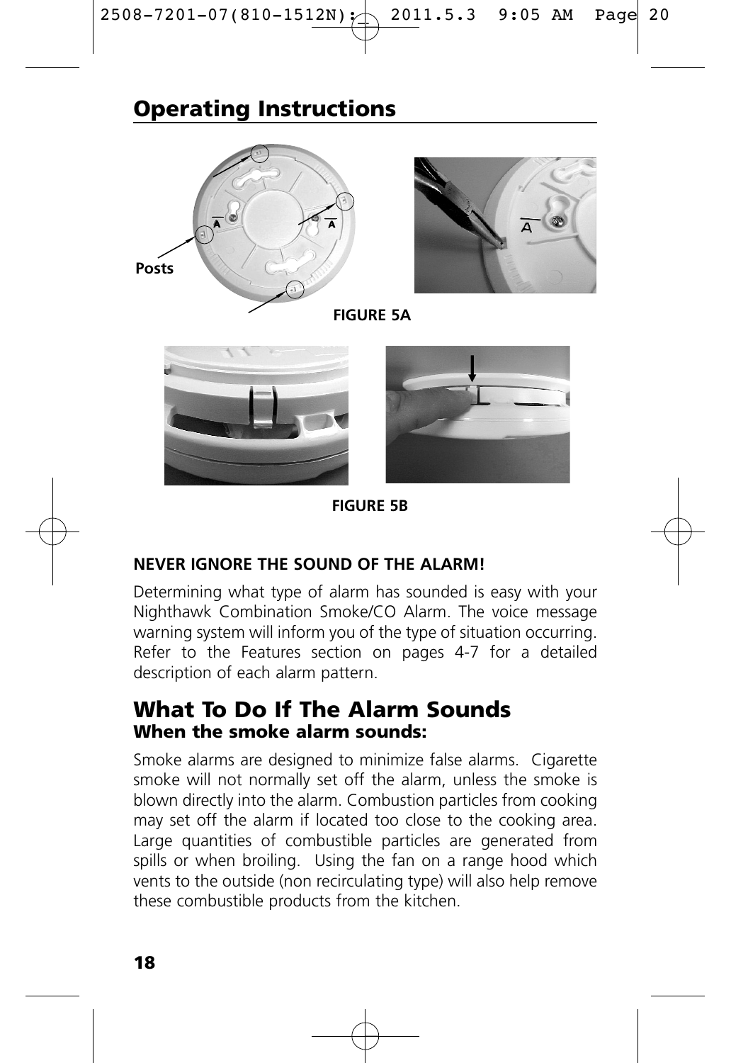## Operating Instructions

Posts

FIGURE 5A

FIGURE 5B

**NEVER IGNORE THE SOUND OF THE ALARM!**

Determining what type of alarm has sounded is easy with your Nighthawk Combination Smoke/CO Alarm. The voice message warning system will inform you of the type of situation occurring. Refer to the Features section on pages 4-7 for a detailed description of each alarm pattern.

## What To Do If The Alarm Sounds

### When the smoke alarm sounds:

Smoke alarms are designed to minimize false alarms. Cigarette smoke will not normally set off the alarm, unless the smoke is blown directly into the alarm. Combustion particles from cooking may set off the alarm if located too close to the cooking area. Large quantities of combustible particles are generated from spills or when broiling. Using the fan on a range hood which vents to the outside (non recirculating type) will also help remove these combustible products from the kitchen.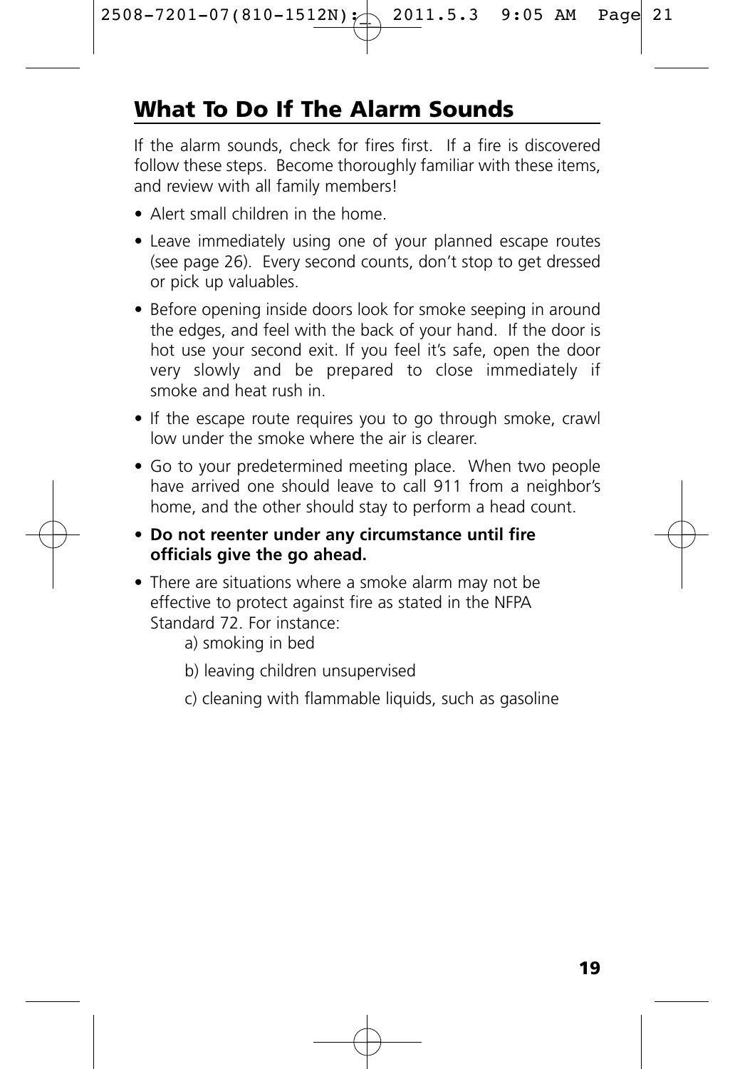## What To Do If The Alarm Sounds

If the alarm sounds, check for fires first. If a fire is discovered follow these steps. Become thoroughly familiar with these items, and review with all family members!

- Alert small children in the home.
- Leave immediately using one of your planned escape routes (see page 26). Every second counts, don't stop to get dressed or pick up valuables.
- Before opening inside doors look for smoke seeping in around the edges, and feel with the back of your hand. If the door is hot use your second exit. If you feel it's safe, open the door very slowly and be prepared to close immediately if smoke and heat rush in.
- If the escape route requires you to go through smoke, crawl low under the smoke where the air is clearer.
- Go to your predetermined meeting place. When two people have arrived one should leave to call 911 from a neighbor's home, and the other should stay to perform a head count.
- **Do not reenter under any circumstance until fire officials give the go ahead.**
- There are situations where a smoke alarm may not be effective to protect against fire as stated in the NFPA Standard 72. For instance:
  - a) smoking in bed
  - b) leaving children unsupervised
  - c) cleaning with flammable liquids, such as gasoline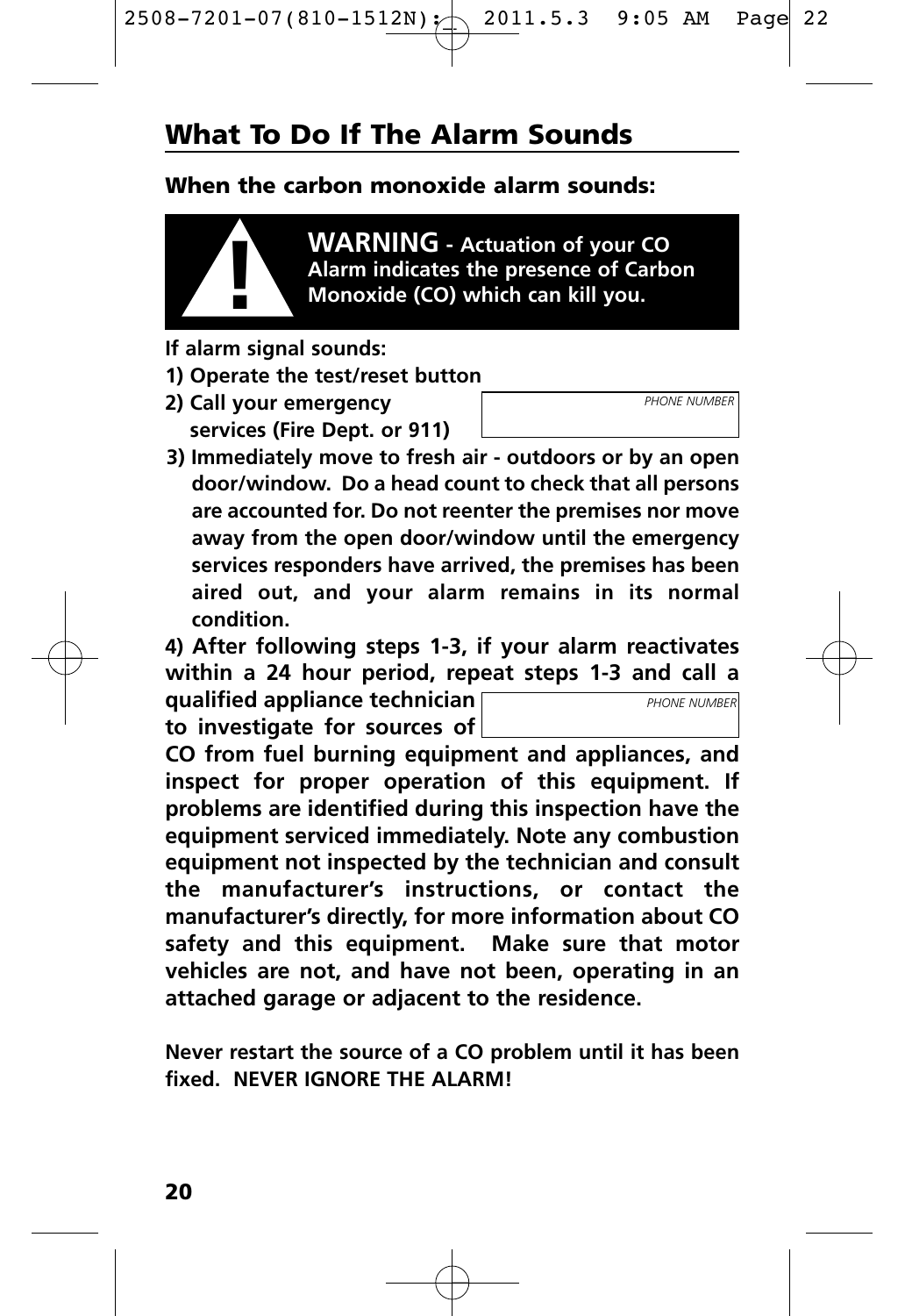## What To Do If The Alarm Sounds

**When the carbon monoxide alarm sounds:**

> **WARNING - Actuation of your CO Alarm indicates the presence of Carbon Monoxide (CO) which can kill you.**

**If alarm signal sounds:**

**1) Operate the test/reset button**

**2) Call your emergency services (Fire Dept. or 911)**

*PHONE NUMBER* ________________

**3) Immediately move to fresh air - outdoors or by an open door/window. Do a head count to check that all persons are accounted for. Do not reenter the premises nor move away from the open door/window until the emergency services responders have arrived, the premises has been aired out, and your alarm remains in its normal condition.**

**4) After following steps 1-3, if your alarm reactivates within a 24 hour period, repeat steps 1-3 and call a qualified appliance technician to investigate for sources of CO from fuel burning equipment and appliances, and inspect for proper operation of this equipment. If problems are identified during this inspection have the equipment serviced immediately. Note any combustion equipment not inspected by the technician and consult the manufacturer's instructions, or contact the manufacturer's directly, for more information about CO safety and this equipment. Make sure that motor vehicles are not, and have not been, operating in an attached garage or adjacent to the residence.**

*PHONE NUMBER* ________________

**Never restart the source of a CO problem until it has been fixed. NEVER IGNORE THE ALARM!**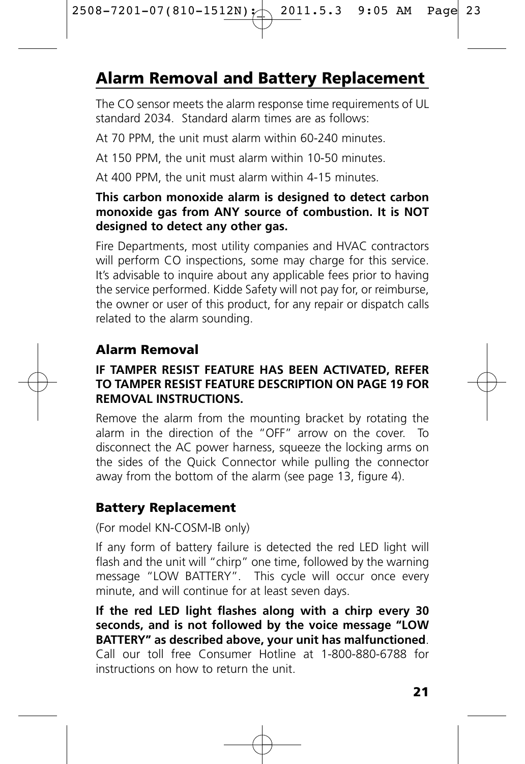## Alarm Removal and Battery Replacement

The CO sensor meets the alarm response time requirements of UL standard 2034. Standard alarm times are as follows:

At 70 PPM, the unit must alarm within 60-240 minutes.

At 150 PPM, the unit must alarm within 10-50 minutes.

At 400 PPM, the unit must alarm within 4-15 minutes.

**This carbon monoxide alarm is designed to detect carbon monoxide gas from ANY source of combustion. It is NOT designed to detect any other gas.**

Fire Departments, most utility companies and HVAC contractors will perform CO inspections, some may charge for this service. It's advisable to inquire about any applicable fees prior to having the service performed. Kidde Safety will not pay for, or reimburse, the owner or user of this product, for any repair or dispatch calls related to the alarm sounding.

### Alarm Removal

**IF TAMPER RESIST FEATURE HAS BEEN ACTIVATED, REFER TO TAMPER RESIST FEATURE DESCRIPTION ON PAGE 19 FOR REMOVAL INSTRUCTIONS.**

Remove the alarm from the mounting bracket by rotating the alarm in the direction of the "OFF" arrow on the cover. To disconnect the AC power harness, squeeze the locking arms on the sides of the Quick Connector while pulling the connector away from the bottom of the alarm (see page 13, figure 4).

### Battery Replacement

(For model KN-COSM-IB only)

If any form of battery failure is detected the red LED light will flash and the unit will "chirp" one time, followed by the warning message "LOW BATTERY". This cycle will occur once every minute, and will continue for at least seven days.

**If the red LED light flashes along with a chirp every 30 seconds, and is not followed by the voice message "LOW BATTERY" as described above, your unit has malfunctioned**. Call our toll free Consumer Hotline at 1-800-880-6788 for instructions on how to return the unit.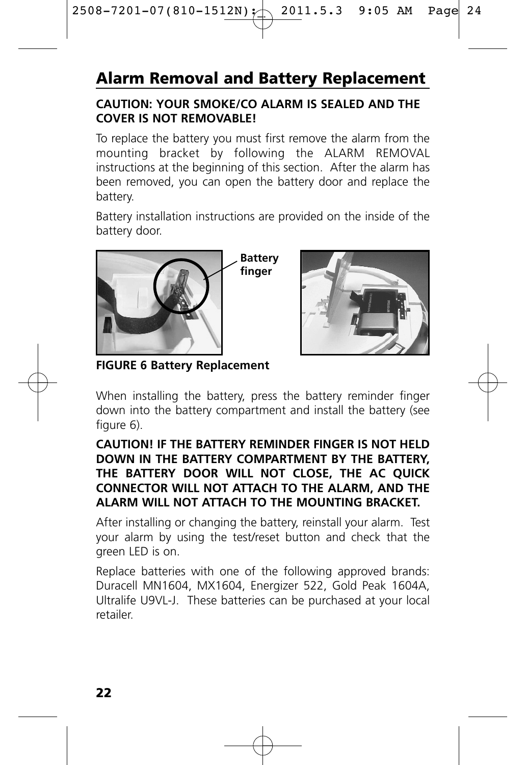## Alarm Removal and Battery Replacement

**CAUTION: YOUR SMOKE/CO ALARM IS SEALED AND THE COVER IS NOT REMOVABLE!**

To replace the battery you must first remove the alarm from the mounting bracket by following the ALARM REMOVAL instructions at the beginning of this section. After the alarm has been removed, you can open the battery door and replace the battery.

Battery installation instructions are provided on the inside of the battery door.

**Battery finger**

**FIGURE 6 Battery Replacement**

When installing the battery, press the battery reminder finger down into the battery compartment and install the battery (see figure 6).

**CAUTION! IF THE BATTERY REMINDER FINGER IS NOT HELD DOWN IN THE BATTERY COMPARTMENT BY THE BATTERY, THE BATTERY DOOR WILL NOT CLOSE, THE AC QUICK CONNECTOR WILL NOT ATTACH TO THE ALARM, AND THE ALARM WILL NOT ATTACH TO THE MOUNTING BRACKET.**

After installing or changing the battery, reinstall your alarm. Test your alarm by using the test/reset button and check that the green LED is on.

Replace batteries with one of the following approved brands: Duracell MN1604, MX1604, Energizer 522, Gold Peak 1604A, Ultralife U9VL-J. These batteries can be purchased at your local retailer.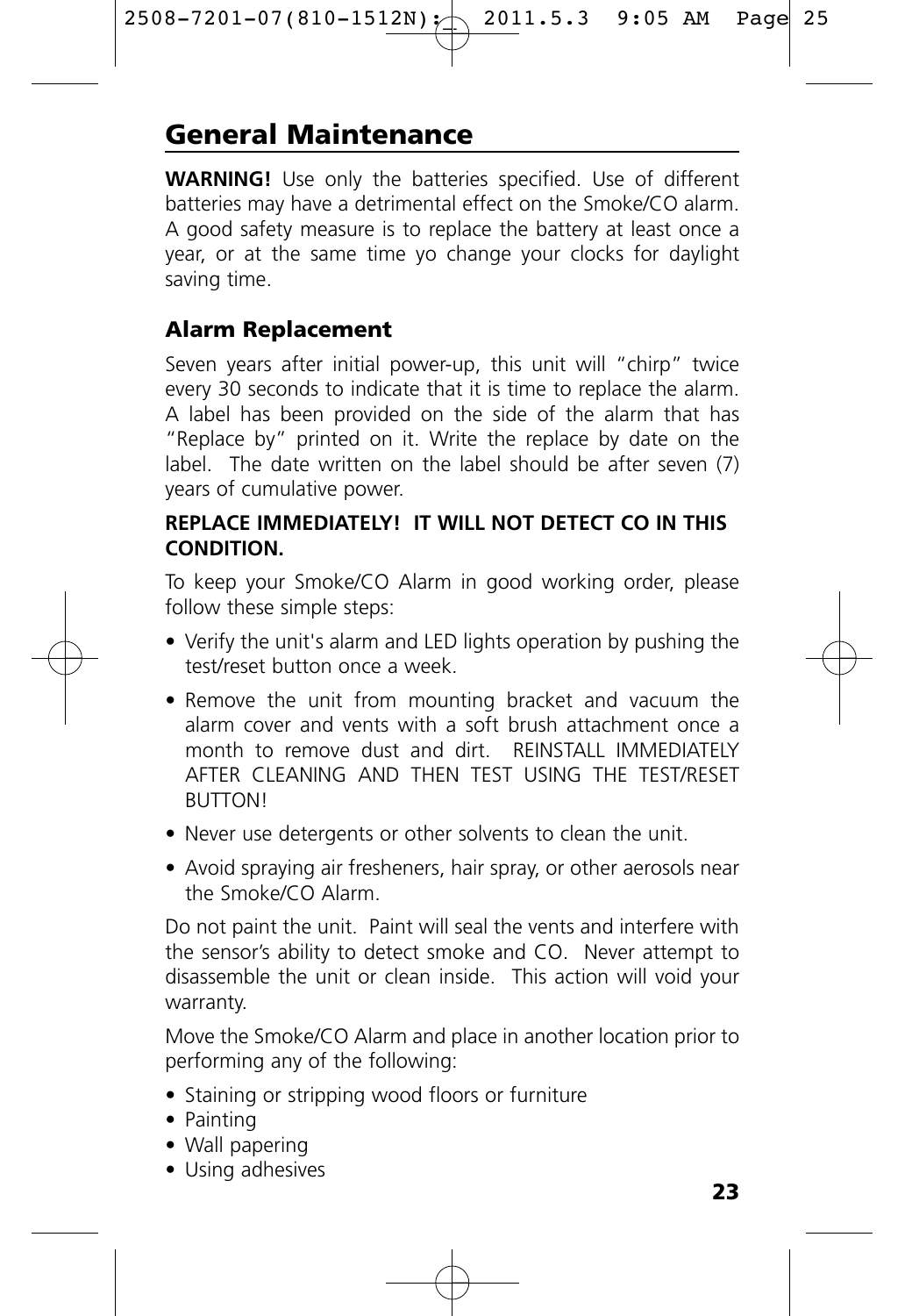# General Maintenance

**WARNING!** Use only the batteries specified. Use of different batteries may have a detrimental effect on the Smoke/CO alarm. A good safety measure is to replace the battery at least once a year, or at the same time yo change your clocks for daylight saving time.

### Alarm Replacement

Seven years after initial power-up, this unit will "chirp" twice every 30 seconds to indicate that it is time to replace the alarm. A label has been provided on the side of the alarm that has "Replace by" printed on it. Write the replace by date on the label. The date written on the label should be after seven (7) years of cumulative power.

**REPLACE IMMEDIATELY! IT WILL NOT DETECT CO IN THIS CONDITION.**

To keep your Smoke/CO Alarm in good working order, please follow these simple steps:

- Verify the unit's alarm and LED lights operation by pushing the test/reset button once a week.
- Remove the unit from mounting bracket and vacuum the alarm cover and vents with a soft brush attachment once a month to remove dust and dirt. REINSTALL IMMEDIATELY AFTER CLEANING AND THEN TEST USING THE TEST/RESET BUTTON!
- Never use detergents or other solvents to clean the unit.
- Avoid spraying air fresheners, hair spray, or other aerosols near the Smoke/CO Alarm.

Do not paint the unit. Paint will seal the vents and interfere with the sensor's ability to detect smoke and CO. Never attempt to disassemble the unit or clean inside. This action will void your warranty.

Move the Smoke/CO Alarm and place in another location prior to performing any of the following:

- Staining or stripping wood floors or furniture
- Painting
- Wall papering
- Using adhesives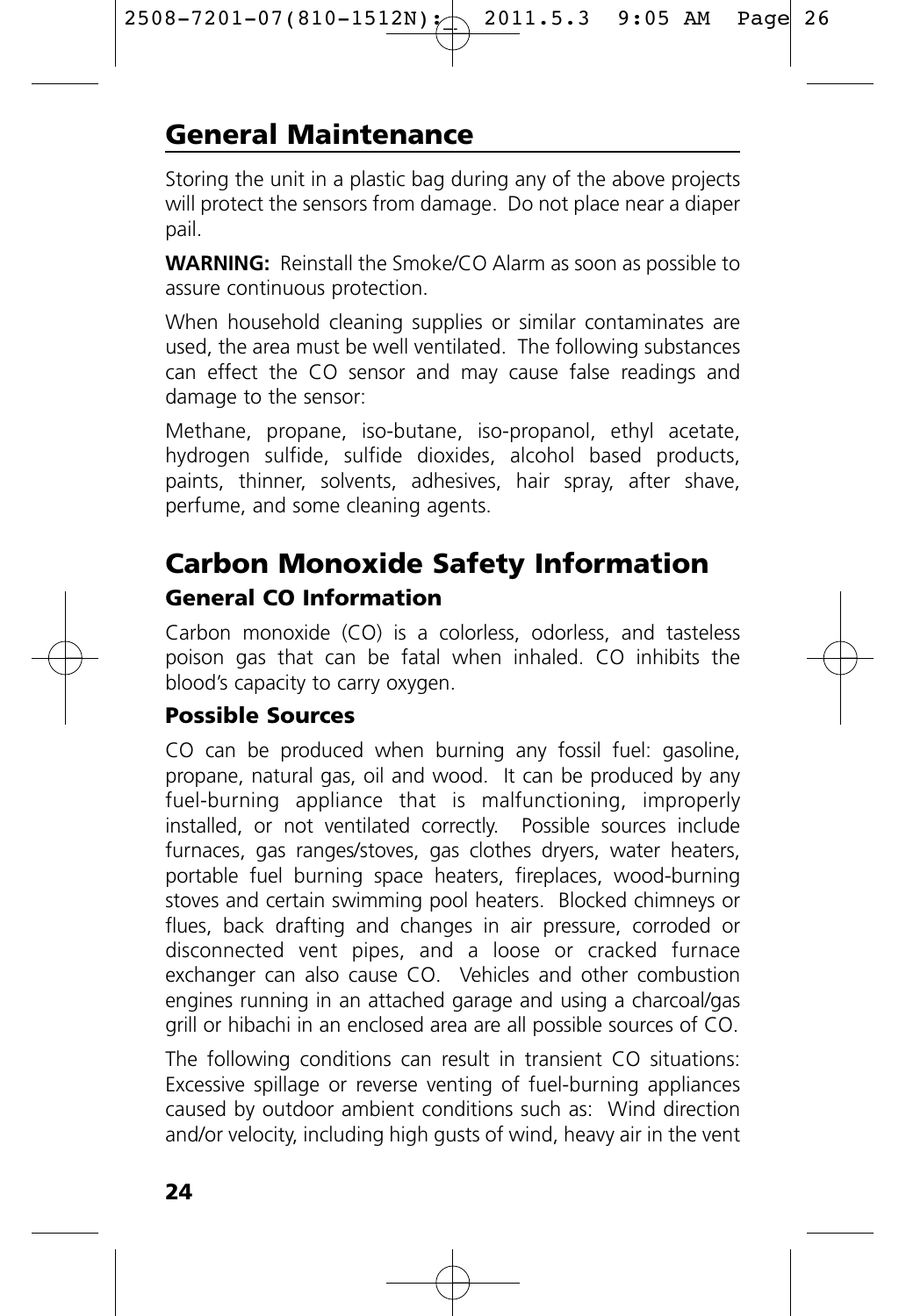## General Maintenance

Storing the unit in a plastic bag during any of the above projects will protect the sensors from damage. Do not place near a diaper pail.

**WARNING:** Reinstall the Smoke/CO Alarm as soon as possible to assure continuous protection.

When household cleaning supplies or similar contaminates are used, the area must be well ventilated. The following substances can effect the CO sensor and may cause false readings and damage to the sensor:

Methane, propane, iso-butane, iso-propanol, ethyl acetate, hydrogen sulfide, sulfide dioxides, alcohol based products, paints, thinner, solvents, adhesives, hair spray, after shave, perfume, and some cleaning agents.

## Carbon Monoxide Safety Information

### General CO Information

Carbon monoxide (CO) is a colorless, odorless, and tasteless poison gas that can be fatal when inhaled. CO inhibits the blood's capacity to carry oxygen.

### Possible Sources

CO can be produced when burning any fossil fuel: gasoline, propane, natural gas, oil and wood. It can be produced by any fuel-burning appliance that is malfunctioning, improperly installed, or not ventilated correctly. Possible sources include furnaces, gas ranges/stoves, gas clothes dryers, water heaters, portable fuel burning space heaters, fireplaces, wood-burning stoves and certain swimming pool heaters. Blocked chimneys or flues, back drafting and changes in air pressure, corroded or disconnected vent pipes, and a loose or cracked furnace exchanger can also cause CO. Vehicles and other combustion engines running in an attached garage and using a charcoal/gas grill or hibachi in an enclosed area are all possible sources of CO.

The following conditions can result in transient CO situations: Excessive spillage or reverse venting of fuel-burning appliances caused by outdoor ambient conditions such as: Wind direction and/or velocity, including high gusts of wind, heavy air in the vent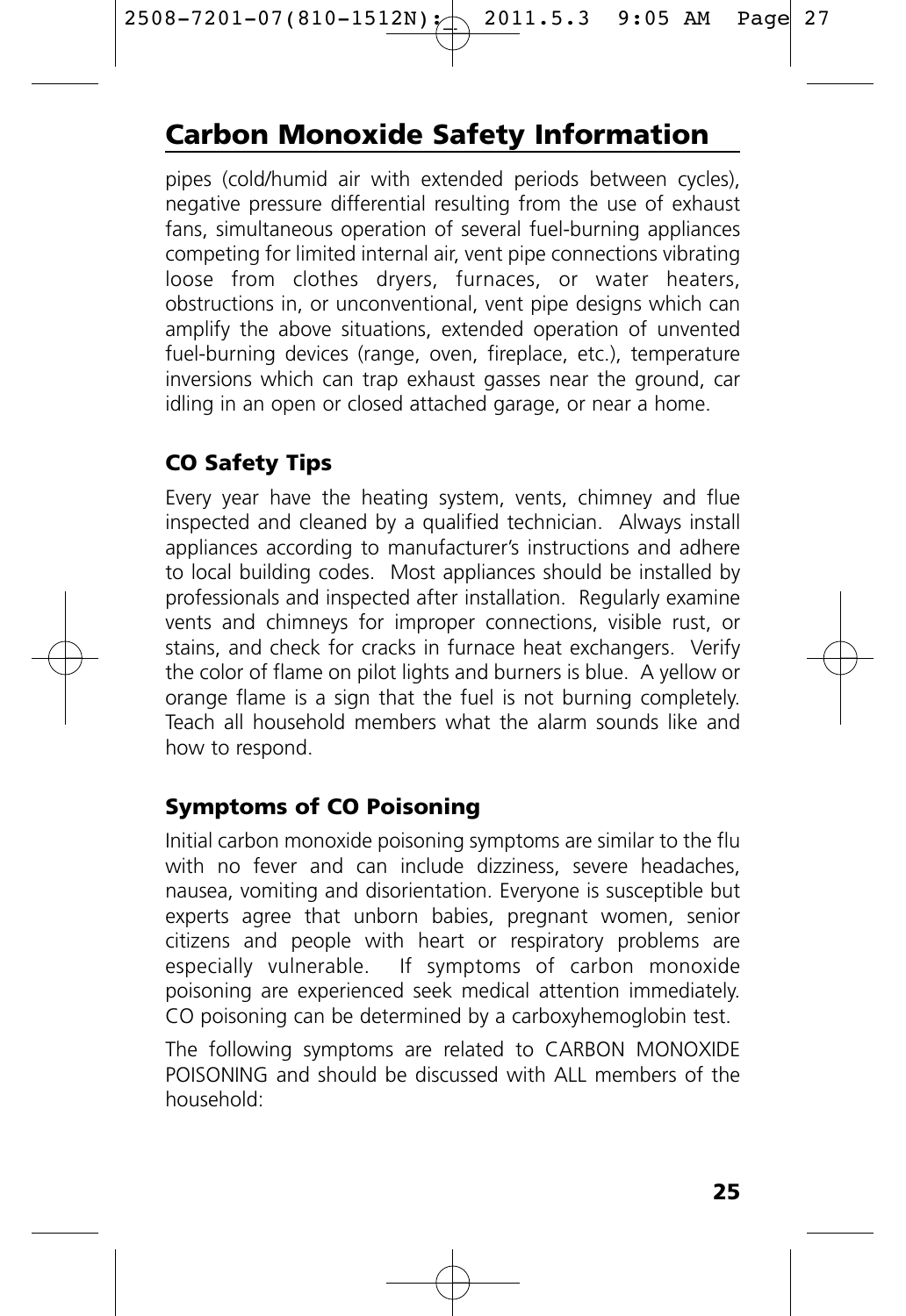# Carbon Monoxide Safety Information

pipes (cold/humid air with extended periods between cycles), negative pressure differential resulting from the use of exhaust fans, simultaneous operation of several fuel-burning appliances competing for limited internal air, vent pipe connections vibrating loose from clothes dryers, furnaces, or water heaters, obstructions in, or unconventional, vent pipe designs which can amplify the above situations, extended operation of unvented fuel-burning devices (range, oven, fireplace, etc.), temperature inversions which can trap exhaust gasses near the ground, car idling in an open or closed attached garage, or near a home.

## CO Safety Tips

Every year have the heating system, vents, chimney and flue inspected and cleaned by a qualified technician. Always install appliances according to manufacturer's instructions and adhere to local building codes. Most appliances should be installed by professionals and inspected after installation. Regularly examine vents and chimneys for improper connections, visible rust, or stains, and check for cracks in furnace heat exchangers. Verify the color of flame on pilot lights and burners is blue. A yellow or orange flame is a sign that the fuel is not burning completely. Teach all household members what the alarm sounds like and how to respond.

## Symptoms of CO Poisoning

Initial carbon monoxide poisoning symptoms are similar to the flu with no fever and can include dizziness, severe headaches, nausea, vomiting and disorientation. Everyone is susceptible but experts agree that unborn babies, pregnant women, senior citizens and people with heart or respiratory problems are especially vulnerable. If symptoms of carbon monoxide poisoning are experienced seek medical attention immediately. CO poisoning can be determined by a carboxyhemoglobin test.

The following symptoms are related to CARBON MONOXIDE POISONING and should be discussed with ALL members of the household: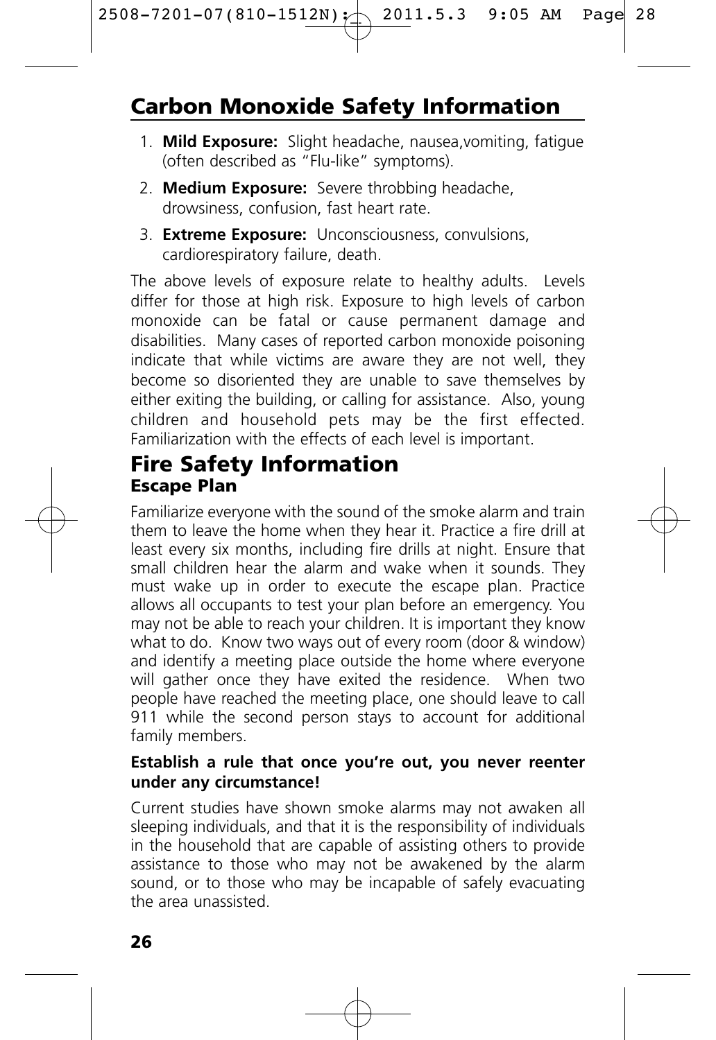## Carbon Monoxide Safety Information

1. **Mild Exposure:** Slight headache, nausea,vomiting, fatigue (often described as "Flu-like" symptoms).
2. **Medium Exposure:** Severe throbbing headache, drowsiness, confusion, fast heart rate.
3. **Extreme Exposure:** Unconsciousness, convulsions, cardiorespiratory failure, death.

The above levels of exposure relate to healthy adults. Levels differ for those at high risk. Exposure to high levels of carbon monoxide can be fatal or cause permanent damage and disabilities. Many cases of reported carbon monoxide poisoning indicate that while victims are aware they are not well, they become so disoriented they are unable to save themselves by either exiting the building, or calling for assistance. Also, young children and household pets may be the first effected. Familiarization with the effects of each level is important.

## Fire Safety Information

### Escape Plan

Familiarize everyone with the sound of the smoke alarm and train them to leave the home when they hear it. Practice a fire drill at least every six months, including fire drills at night. Ensure that small children hear the alarm and wake when it sounds. They must wake up in order to execute the escape plan. Practice allows all occupants to test your plan before an emergency. You may not be able to reach your children. It is important they know what to do. Know two ways out of every room (door & window) and identify a meeting place outside the home where everyone will gather once they have exited the residence. When two people have reached the meeting place, one should leave to call 911 while the second person stays to account for additional family members.

**Establish a rule that once you're out, you never reenter under any circumstance!**

Current studies have shown smoke alarms may not awaken all sleeping individuals, and that it is the responsibility of individuals in the household that are capable of assisting others to provide assistance to those who may not be awakened by the alarm sound, or to those who may be incapable of safely evacuating the area unassisted.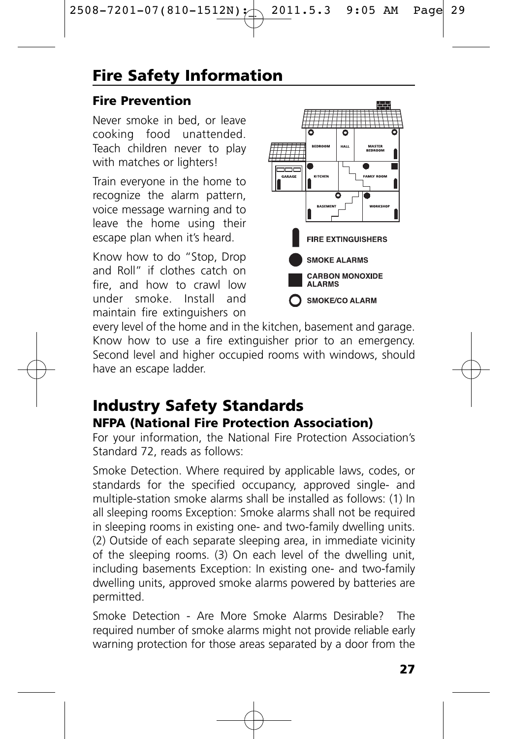# Fire Safety Information

## Fire Prevention

Never smoke in bed, or leave cooking food unattended. Teach children never to play with matches or lighters!

Train everyone in the home to recognize the alarm pattern, voice message warning and to leave the home using their escape plan when it's heard.

Know how to do "Stop, Drop and Roll" if clothes catch on fire, and how to crawl low under smoke. Install and maintain fire extinguishers on every level of the home and in the kitchen, basement and garage. Know how to use a fire extinguisher prior to an emergency. Second level and higher occupied rooms with windows, should have an escape ladder.

# Industry Safety Standards

## NFPA (National Fire Protection Association)

For your information, the National Fire Protection Association's Standard 72, reads as follows:

Smoke Detection. Where required by applicable laws, codes, or standards for the specified occupancy, approved single- and multiple-station smoke alarms shall be installed as follows: (1) In all sleeping rooms Exception: Smoke alarms shall not be required in sleeping rooms in existing one- and two-family dwelling units. (2) Outside of each separate sleeping area, in immediate vicinity of the sleeping rooms. (3) On each level of the dwelling unit, including basements Exception: In existing one- and two-family dwelling units, approved smoke alarms powered by batteries are permitted.

Smoke Detection - Are More Smoke Alarms Desirable? The required number of smoke alarms might not provide reliable early warning protection for those areas separated by a door from the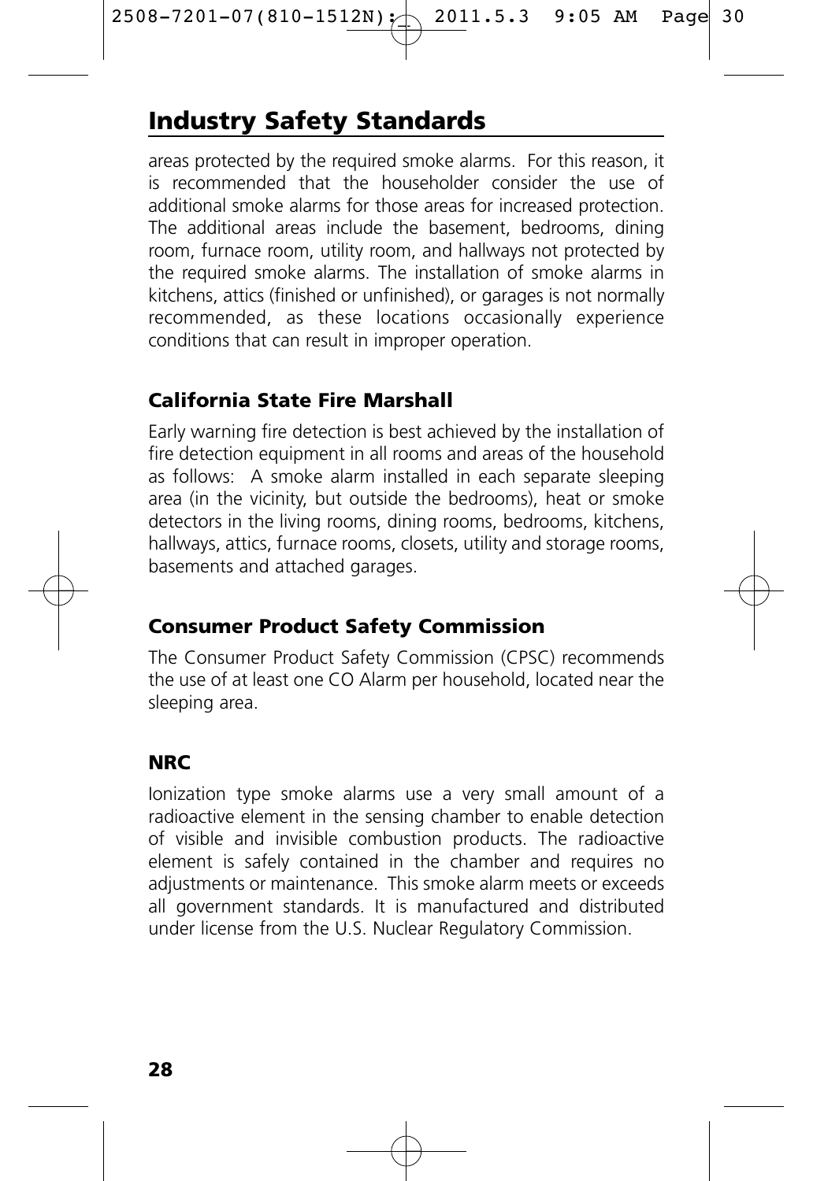## Industry Safety Standards

areas protected by the required smoke alarms. For this reason, it is recommended that the householder consider the use of additional smoke alarms for those areas for increased protection. The additional areas include the basement, bedrooms, dining room, furnace room, utility room, and hallways not protected by the required smoke alarms. The installation of smoke alarms in kitchens, attics (finished or unfinished), or garages is not normally recommended, as these locations occasionally experience conditions that can result in improper operation.

### California State Fire Marshall

Early warning fire detection is best achieved by the installation of fire detection equipment in all rooms and areas of the household as follows: A smoke alarm installed in each separate sleeping area (in the vicinity, but outside the bedrooms), heat or smoke detectors in the living rooms, dining rooms, bedrooms, kitchens, hallways, attics, furnace rooms, closets, utility and storage rooms, basements and attached garages.

### Consumer Product Safety Commission

The Consumer Product Safety Commission (CPSC) recommends the use of at least one CO Alarm per household, located near the sleeping area.

### NRC

Ionization type smoke alarms use a very small amount of a radioactive element in the sensing chamber to enable detection of visible and invisible combustion products. The radioactive element is safely contained in the chamber and requires no adjustments or maintenance. This smoke alarm meets or exceeds all government standards. It is manufactured and distributed under license from the U.S. Nuclear Regulatory Commission.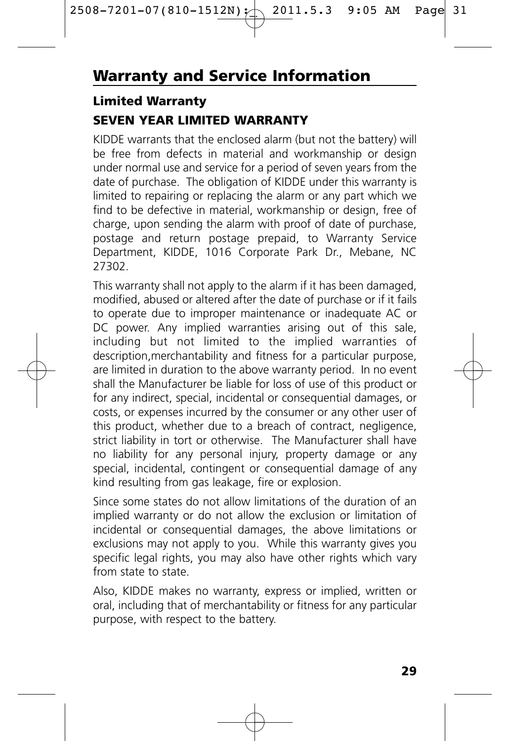# Warranty and Service Information

## Limited Warranty

### SEVEN YEAR LIMITED WARRANTY

KIDDE warrants that the enclosed alarm (but not the battery) will be free from defects in material and workmanship or design under normal use and service for a period of seven years from the date of purchase. The obligation of KIDDE under this warranty is limited to repairing or replacing the alarm or any part which we find to be defective in material, workmanship or design, free of charge, upon sending the alarm with proof of date of purchase, postage and return postage prepaid, to Warranty Service Department, KIDDE, 1016 Corporate Park Dr., Mebane, NC 27302.

This warranty shall not apply to the alarm if it has been damaged, modified, abused or altered after the date of purchase or if it fails to operate due to improper maintenance or inadequate AC or DC power. Any implied warranties arising out of this sale, including but not limited to the implied warranties of description,merchantability and fitness for a particular purpose, are limited in duration to the above warranty period. In no event shall the Manufacturer be liable for loss of use of this product or for any indirect, special, incidental or consequential damages, or costs, or expenses incurred by the consumer or any other user of this product, whether due to a breach of contract, negligence, strict liability in tort or otherwise. The Manufacturer shall have no liability for any personal injury, property damage or any special, incidental, contingent or consequential damage of any kind resulting from gas leakage, fire or explosion.

Since some states do not allow limitations of the duration of an implied warranty or do not allow the exclusion or limitation of incidental or consequential damages, the above limitations or exclusions may not apply to you. While this warranty gives you specific legal rights, you may also have other rights which vary from state to state.

Also, KIDDE makes no warranty, express or implied, written or oral, including that of merchantability or fitness for any particular purpose, with respect to the battery.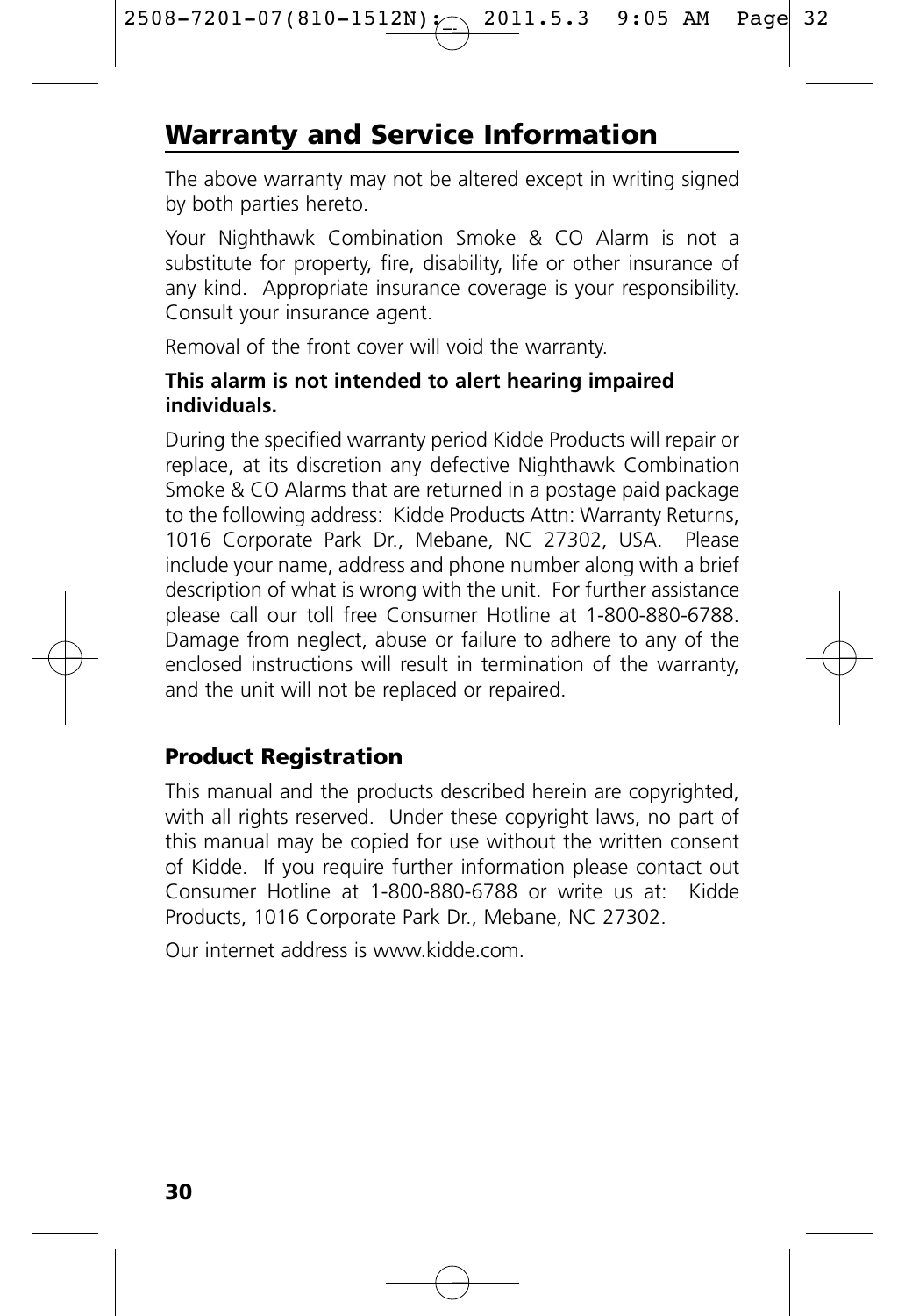## Warranty and Service Information

The above warranty may not be altered except in writing signed by both parties hereto.

Your Nighthawk Combination Smoke & CO Alarm is not a substitute for property, fire, disability, life or other insurance of any kind. Appropriate insurance coverage is your responsibility. Consult your insurance agent.

Removal of the front cover will void the warranty.

**This alarm is not intended to alert hearing impaired individuals.**

During the specified warranty period Kidde Products will repair or replace, at its discretion any defective Nighthawk Combination Smoke & CO Alarms that are returned in a postage paid package to the following address: Kidde Products Attn: Warranty Returns, 1016 Corporate Park Dr., Mebane, NC 27302, USA. Please include your name, address and phone number along with a brief description of what is wrong with the unit. For further assistance please call our toll free Consumer Hotline at 1-800-880-6788. Damage from neglect, abuse or failure to adhere to any of the enclosed instructions will result in termination of the warranty, and the unit will not be replaced or repaired.

### Product Registration

This manual and the products described herein are copyrighted, with all rights reserved. Under these copyright laws, no part of this manual may be copied for use without the written consent of Kidde. If you require further information please contact out Consumer Hotline at 1-800-880-6788 or write us at: Kidde Products, 1016 Corporate Park Dr., Mebane, NC 27302.

Our internet address is www.kidde.com.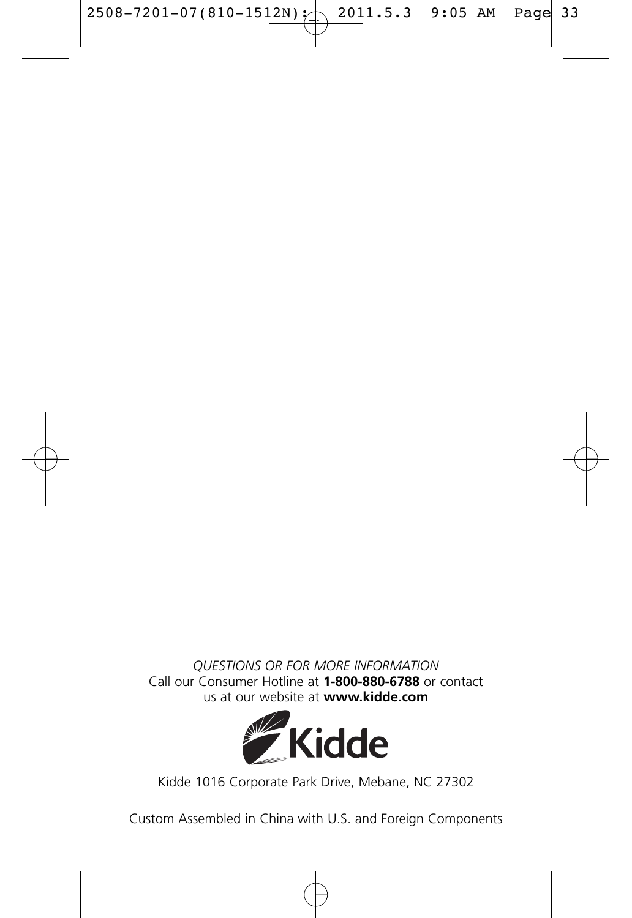*QUESTIONS OR FOR MORE INFORMATION*
Call our Consumer Hotline at **1-800-880-6788** or contact us at our website at **www.kidde.com**

Kidde

Kidde 1016 Corporate Park Drive, Mebane, NC 27302

Custom Assembled in China with U.S. and Foreign Components